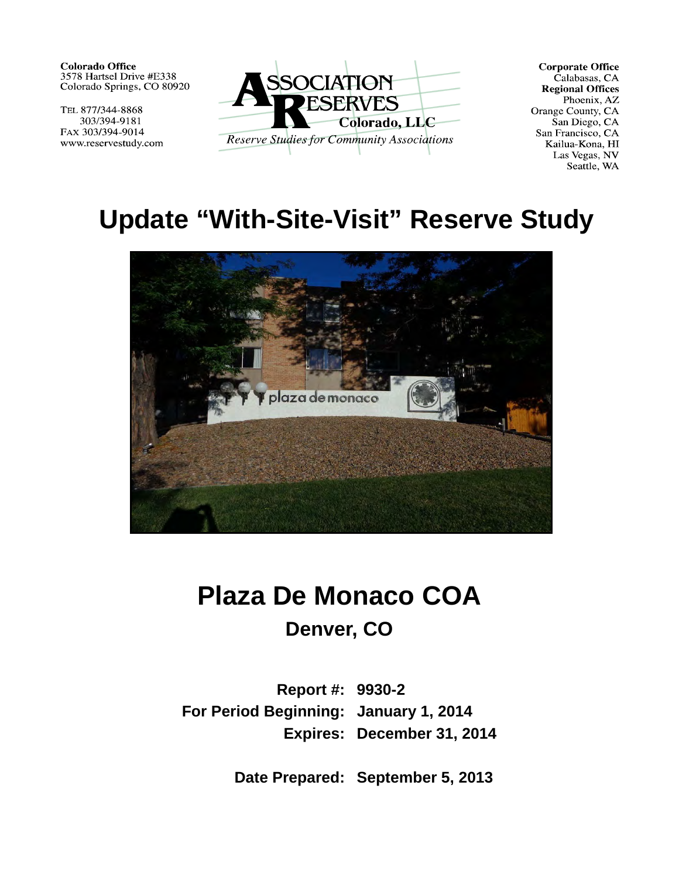**Colorado Office**
3578 Hartsel Drive #E338
Colorado Springs, CO 80920

TEL 877/344-8868
303/394-9181
FAX 303/394-9014
www.reservestudy.com

**ASSOCIATION RESERVES**
**Colorado, LLC**
*Reserve Studies for Community Associations*

**Corporate Office**
Calabasas, CA
**Regional Offices**
Phoenix, AZ
Orange County, CA
San Diego, CA
San Francisco, CA
Kailua-Kona, HI
Las Vegas, NV
Seattle, WA

# Update "With-Site-Visit" Reserve Study

# Plaza De Monaco COA

## Denver, CO

**Report #:** **9930-2**
**For Period Beginning:** **January 1, 2014**
**Expires:** **December 31, 2014**

**Date Prepared:** **September 5, 2013**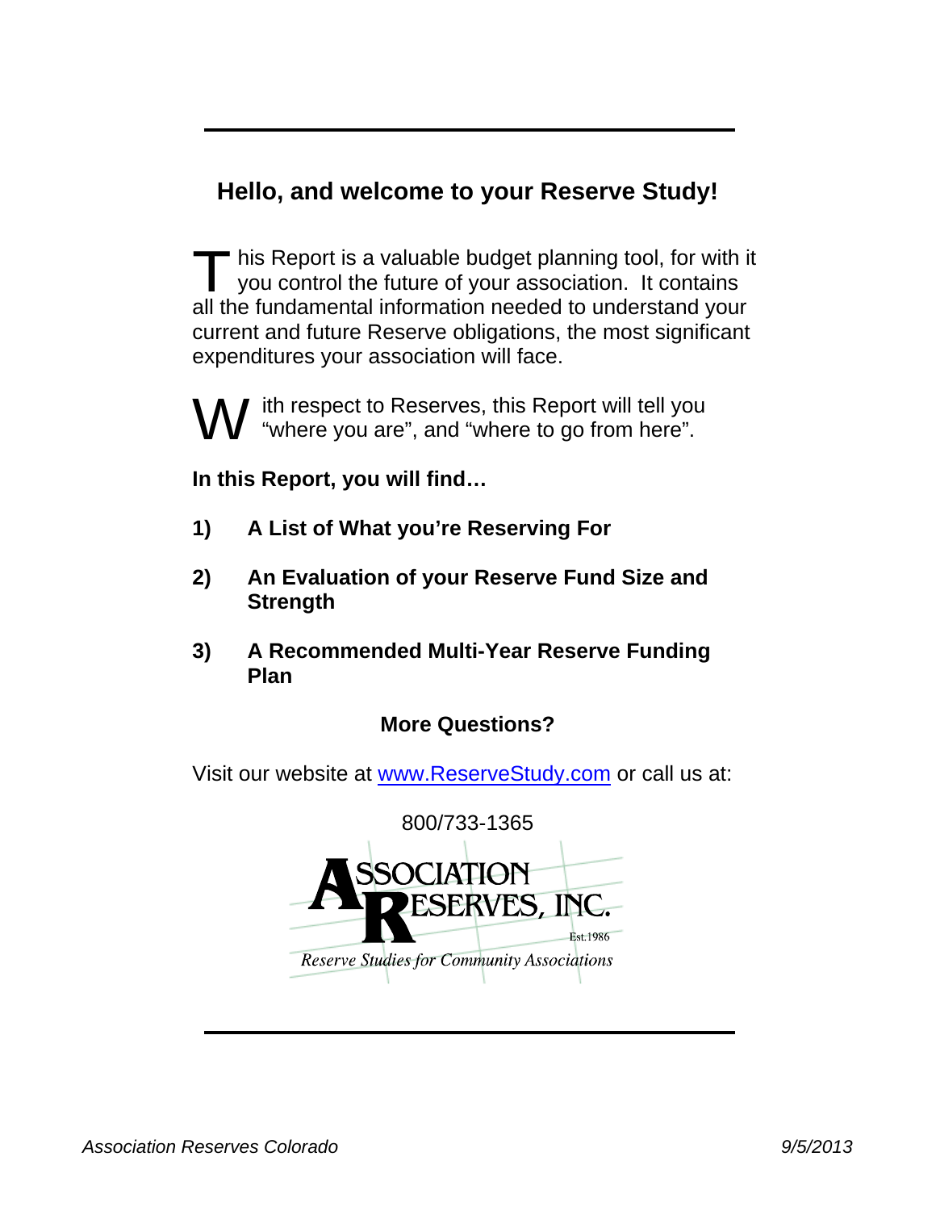## Hello, and welcome to your Reserve Study!

This Report is a valuable budget planning tool, for with it you control the future of your association. It contains all the fundamental information needed to understand your current and future Reserve obligations, the most significant expenditures your association will face.

With respect to Reserves, this Report will tell you "where you are", and "where to go from here".

**In this Report, you will find…**

1) **A List of What you're Reserving For**

2) **An Evaluation of your Reserve Fund Size and Strength**

3) **A Recommended Multi-Year Reserve Funding Plan**

**More Questions?**

Visit our website at [www.ReserveStudy.com](http://www.ReserveStudy.com) or call us at:

800/733-1365

ASSOCIATION RESERVES, INC.
Est.1986
*Reserve Studies for Community Associations*

*Association Reserves Colorado* *9/5/2013*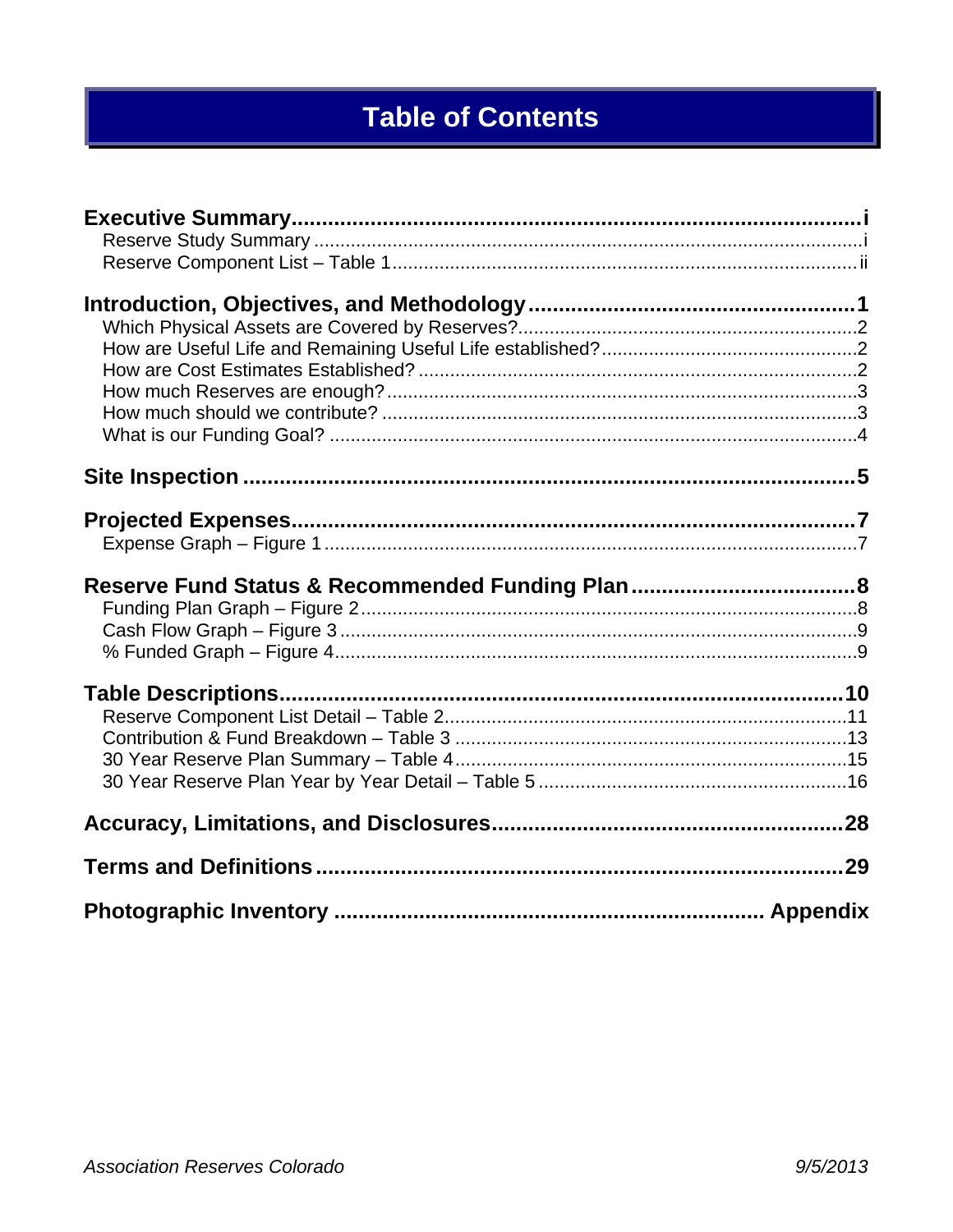# Table of Contents

| | |
|---|---|
| **Executive Summary** | **i** |
| Reserve Study Summary | i |
| Reserve Component List – Table 1 | ii |
| **Introduction, Objectives, and Methodology** | **1** |
| Which Physical Assets are Covered by Reserves? | 2 |
| How are Useful Life and Remaining Useful Life established? | 2 |
| How are Cost Estimates Established? | 2 |
| How much Reserves are enough? | 3 |
| How much should we contribute? | 3 |
| What is our Funding Goal? | 4 |
| **Site Inspection** | **5** |
| **Projected Expenses** | **7** |
| Expense Graph – Figure 1 | 7 |
| **Reserve Fund Status & Recommended Funding Plan** | **8** |
| Funding Plan Graph – Figure 2 | 8 |
| Cash Flow Graph – Figure 3 | 9 |
| % Funded Graph – Figure 4 | 9 |
| **Table Descriptions** | **10** |
| Reserve Component List Detail – Table 2 | 11 |
| Contribution & Fund Breakdown – Table 3 | 13 |
| 30 Year Reserve Plan Summary – Table 4 | 15 |
| 30 Year Reserve Plan Year by Year Detail – Table 5 | 16 |
| **Accuracy, Limitations, and Disclosures** | **28** |
| **Terms and Definitions** | **29** |
| **Photographic Inventory** | **Appendix** |

*Association Reserves Colorado* *9/5/2013*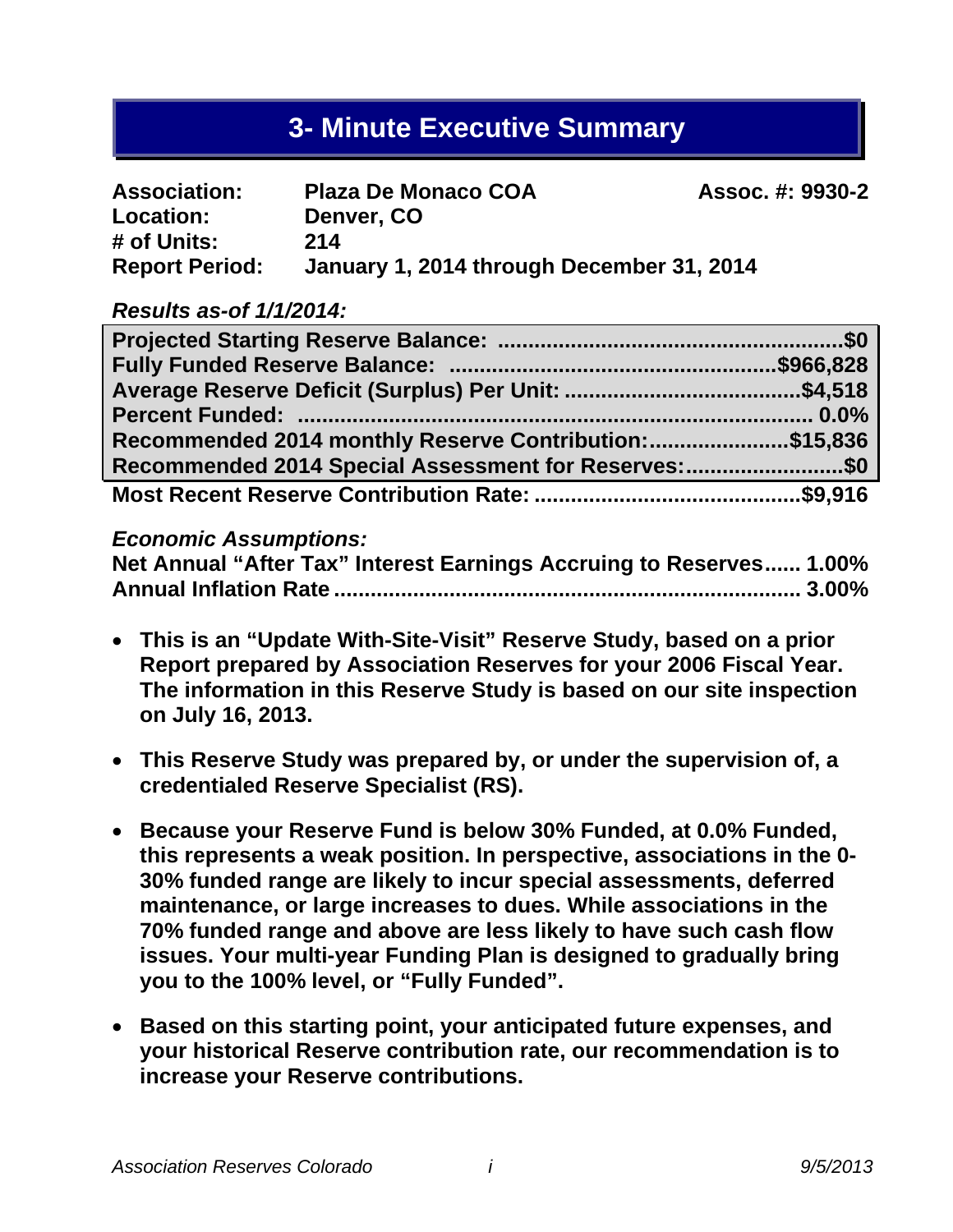# 3- Minute Executive Summary

**Association:** Plaza De Monaco COA **Assoc. #: 9930-2**
**Location:** Denver, CO
**# of Units:** 214
**Report Period:** January 1, 2014 through December 31, 2014

***Results as-of 1/1/2014:***

| | |
|---|---|
| **Projected Starting Reserve Balance:** | **$0** |
| **Fully Funded Reserve Balance:** | **$966,828** |
| **Average Reserve Deficit (Surplus) Per Unit:** | **$4,518** |
| **Percent Funded:** | **0.0%** |
| **Recommended 2014 monthly Reserve Contribution:** | **$15,836** |
| **Recommended 2014 Special Assessment for Reserves:** | **$0** |
| **Most Recent Reserve Contribution Rate:** | **$9,916** |

***Economic Assumptions:***

| | |
|---|---|
| **Net Annual "After Tax" Interest Earnings Accruing to Reserves** | **1.00%** |
| **Annual Inflation Rate** | **3.00%** |

- **This is an "Update With-Site-Visit" Reserve Study, based on a prior Report prepared by Association Reserves for your 2006 Fiscal Year. The information in this Reserve Study is based on our site inspection on July 16, 2013.**

- **This Reserve Study was prepared by, or under the supervision of, a credentialed Reserve Specialist (RS).**

- **Because your Reserve Fund is below 30% Funded, at 0.0% Funded, this represents a weak position. In perspective, associations in the 0-30% funded range are likely to incur special assessments, deferred maintenance, or large increases to dues. While associations in the 70% funded range and above are less likely to have such cash flow issues. Your multi-year Funding Plan is designed to gradually bring you to the 100% level, or "Fully Funded".**

- **Based on this starting point, your anticipated future expenses, and your historical Reserve contribution rate, our recommendation is to increase your Reserve contributions.**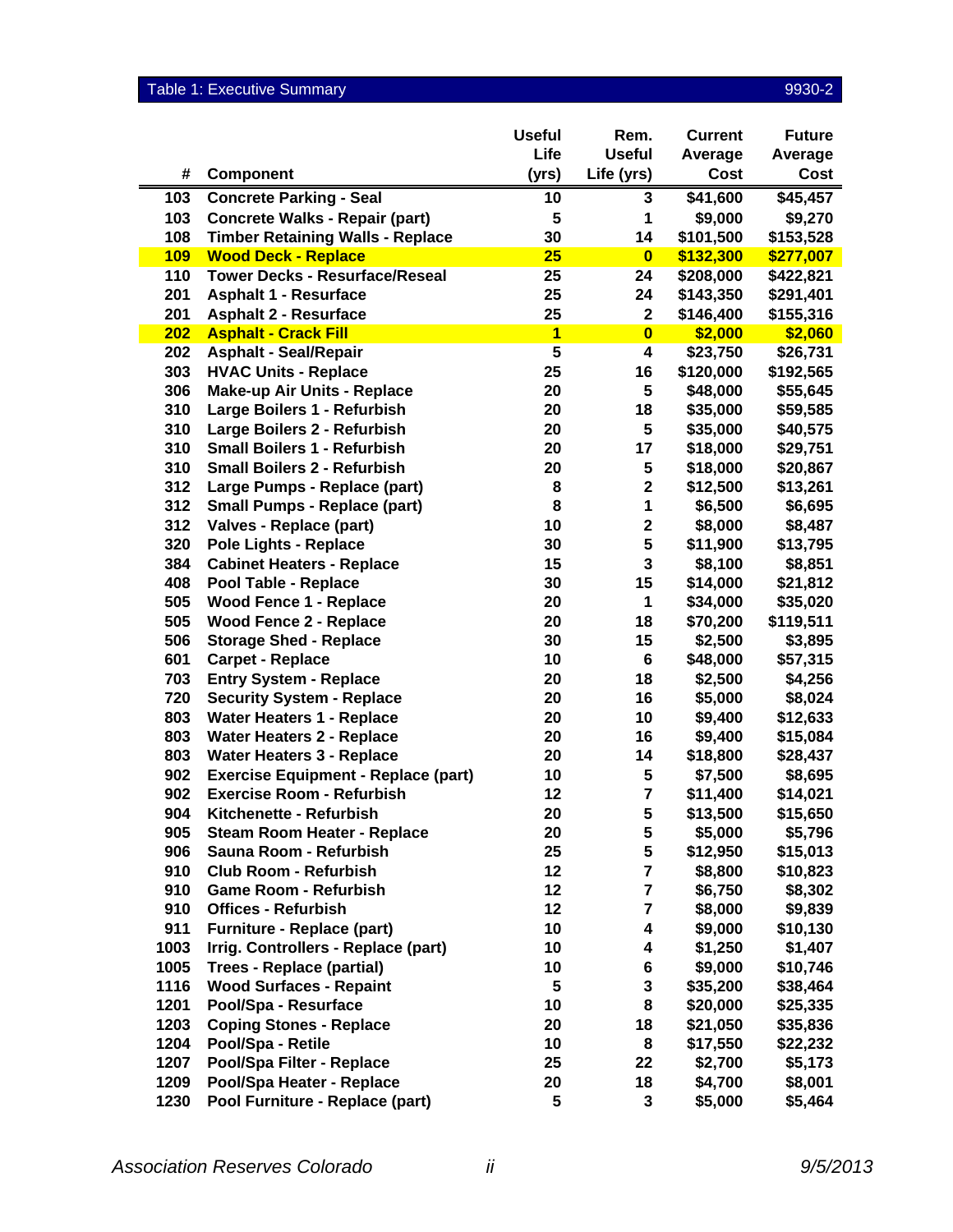## Table 1: Executive Summary 9930-2

| # | Component | Useful Life (yrs) | Rem. Useful Life (yrs) | Current Average Cost | Future Average Cost |
|---|---|---|---|---|---|
| 103 | Concrete Parking - Seal | 10 | 3 | $41,600 | $45,457 |
| 103 | Concrete Walks - Repair (part) | 5 | 1 | $9,000 | $9,270 |
| 108 | Timber Retaining Walls - Replace | 30 | 14 | $101,500 | $153,528 |
| 109 | Wood Deck - Replace | 25 | 0 | $132,300 | $277,007 |
| 110 | Tower Decks - Resurface/Reseal | 25 | 24 | $208,000 | $422,821 |
| 201 | Asphalt 1 - Resurface | 25 | 24 | $143,350 | $291,401 |
| 201 | Asphalt 2 - Resurface | 25 | 2 | $146,400 | $155,316 |
| 202 | Asphalt - Crack Fill | 1 | 0 | $2,000 | $2,060 |
| 202 | Asphalt - Seal/Repair | 5 | 4 | $23,750 | $26,731 |
| 303 | HVAC Units - Replace | 25 | 16 | $120,000 | $192,565 |
| 306 | Make-up Air Units - Replace | 20 | 5 | $48,000 | $55,645 |
| 310 | Large Boilers 1 - Refurbish | 20 | 18 | $35,000 | $59,585 |
| 310 | Large Boilers 2 - Refurbish | 20 | 5 | $35,000 | $40,575 |
| 310 | Small Boilers 1 - Refurbish | 20 | 17 | $18,000 | $29,751 |
| 310 | Small Boilers 2 - Refurbish | 20 | 5 | $18,000 | $20,867 |
| 312 | Large Pumps - Replace (part) | 8 | 2 | $12,500 | $13,261 |
| 312 | Small Pumps - Replace (part) | 8 | 1 | $6,500 | $6,695 |
| 312 | Valves - Replace (part) | 10 | 2 | $8,000 | $8,487 |
| 320 | Pole Lights - Replace | 30 | 5 | $11,900 | $13,795 |
| 384 | Cabinet Heaters - Replace | 15 | 3 | $8,100 | $8,851 |
| 408 | Pool Table - Replace | 30 | 15 | $14,000 | $21,812 |
| 505 | Wood Fence 1 - Replace | 20 | 1 | $34,000 | $35,020 |
| 505 | Wood Fence 2 - Replace | 20 | 18 | $70,200 | $119,511 |
| 506 | Storage Shed - Replace | 30 | 15 | $2,500 | $3,895 |
| 601 | Carpet - Replace | 10 | 6 | $48,000 | $57,315 |
| 703 | Entry System - Replace | 20 | 18 | $2,500 | $4,256 |
| 720 | Security System - Replace | 20 | 16 | $5,000 | $8,024 |
| 803 | Water Heaters 1 - Replace | 20 | 10 | $9,400 | $12,633 |
| 803 | Water Heaters 2 - Replace | 20 | 16 | $9,400 | $15,084 |
| 803 | Water Heaters 3 - Replace | 20 | 14 | $18,800 | $28,437 |
| 902 | Exercise Equipment - Replace (part) | 10 | 5 | $7,500 | $8,695 |
| 902 | Exercise Room - Refurbish | 12 | 7 | $11,400 | $14,021 |
| 904 | Kitchenette - Refurbish | 20 | 5 | $13,500 | $15,650 |
| 905 | Steam Room Heater - Replace | 20 | 5 | $5,000 | $5,796 |
| 906 | Sauna Room - Refurbish | 25 | 5 | $12,950 | $15,013 |
| 910 | Club Room - Refurbish | 12 | 7 | $8,800 | $10,823 |
| 910 | Game Room - Refurbish | 12 | 7 | $6,750 | $8,302 |
| 910 | Offices - Refurbish | 12 | 7 | $8,000 | $9,839 |
| 911 | Furniture - Replace (part) | 10 | 4 | $9,000 | $10,130 |
| 1003 | Irrig. Controllers - Replace (part) | 10 | 4 | $1,250 | $1,407 |
| 1005 | Trees - Replace (partial) | 10 | 6 | $9,000 | $10,746 |
| 1116 | Wood Surfaces - Repaint | 5 | 3 | $35,200 | $38,464 |
| 1201 | Pool/Spa - Resurface | 10 | 8 | $20,000 | $25,335 |
| 1203 | Coping Stones - Replace | 20 | 18 | $21,050 | $35,836 |
| 1204 | Pool/Spa - Retile | 10 | 8 | $17,550 | $22,232 |
| 1207 | Pool/Spa Filter - Replace | 25 | 22 | $2,700 | $5,173 |
| 1209 | Pool/Spa Heater - Replace | 20 | 18 | $4,700 | $8,001 |
| 1230 | Pool Furniture - Replace (part) | 5 | 3 | $5,000 | $5,464 |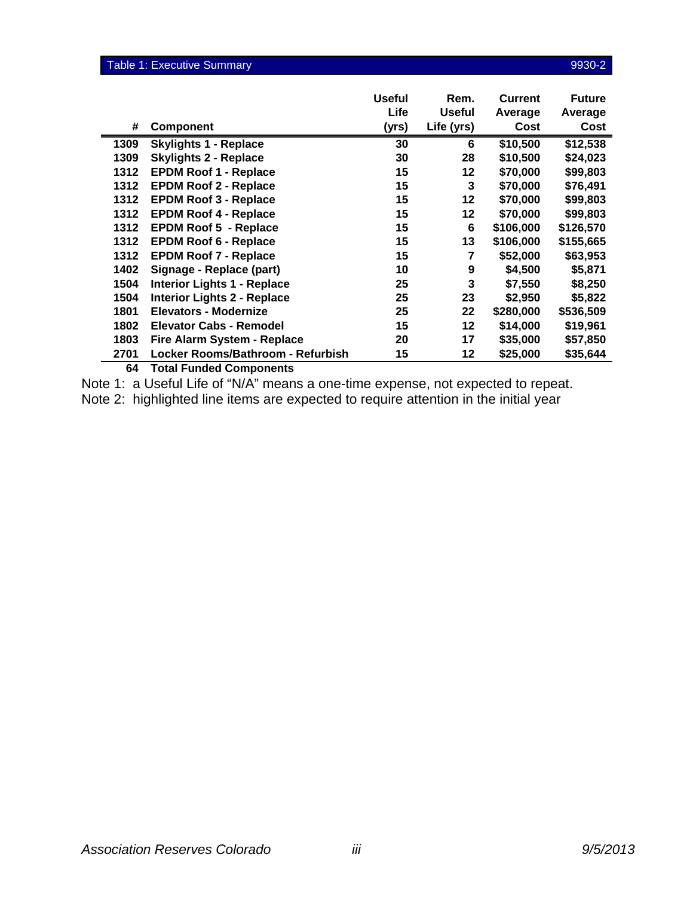## Table 1: Executive Summary 9930-2

| # | Component | Useful Life (yrs) | Rem. Useful Life (yrs) | Current Average Cost | Future Average Cost |
|---|---|---|---|---|---|
| 1309 | **Skylights 1 - Replace** | 30 | 6 | $10,500 | $12,538 |
| 1309 | **Skylights 2 - Replace** | 30 | 28 | $10,500 | $24,023 |
| 1312 | **EPDM Roof 1 - Replace** | 15 | 12 | $70,000 | $99,803 |
| 1312 | **EPDM Roof 2 - Replace** | 15 | 3 | $70,000 | $76,491 |
| 1312 | **EPDM Roof 3 - Replace** | 15 | 12 | $70,000 | $99,803 |
| 1312 | **EPDM Roof 4 - Replace** | 15 | 12 | $70,000 | $99,803 |
| 1312 | **EPDM Roof 5 - Replace** | 15 | 6 | $106,000 | $126,570 |
| 1312 | **EPDM Roof 6 - Replace** | 15 | 13 | $106,000 | $155,665 |
| 1312 | **EPDM Roof 7 - Replace** | 15 | 7 | $52,000 | $63,953 |
| 1402 | **Signage - Replace (part)** | 10 | 9 | $4,500 | $5,871 |
| 1504 | **Interior Lights 1 - Replace** | 25 | 3 | $7,550 | $8,250 |
| 1504 | **Interior Lights 2 - Replace** | 25 | 23 | $2,950 | $5,822 |
| 1801 | **Elevators - Modernize** | 25 | 22 | $280,000 | $536,509 |
| 1802 | **Elevator Cabs - Remodel** | 15 | 12 | $14,000 | $19,961 |
| 1803 | **Fire Alarm System - Replace** | 20 | 17 | $35,000 | $57,850 |
| 2701 | **Locker Rooms/Bathroom - Refurbish** | 15 | 12 | $25,000 | $35,644 |
| 64 | **Total Funded Components** | | | | |

Note 1: a Useful Life of "N/A" means a one-time expense, not expected to repeat.
Note 2: highlighted line items are expected to require attention in the initial year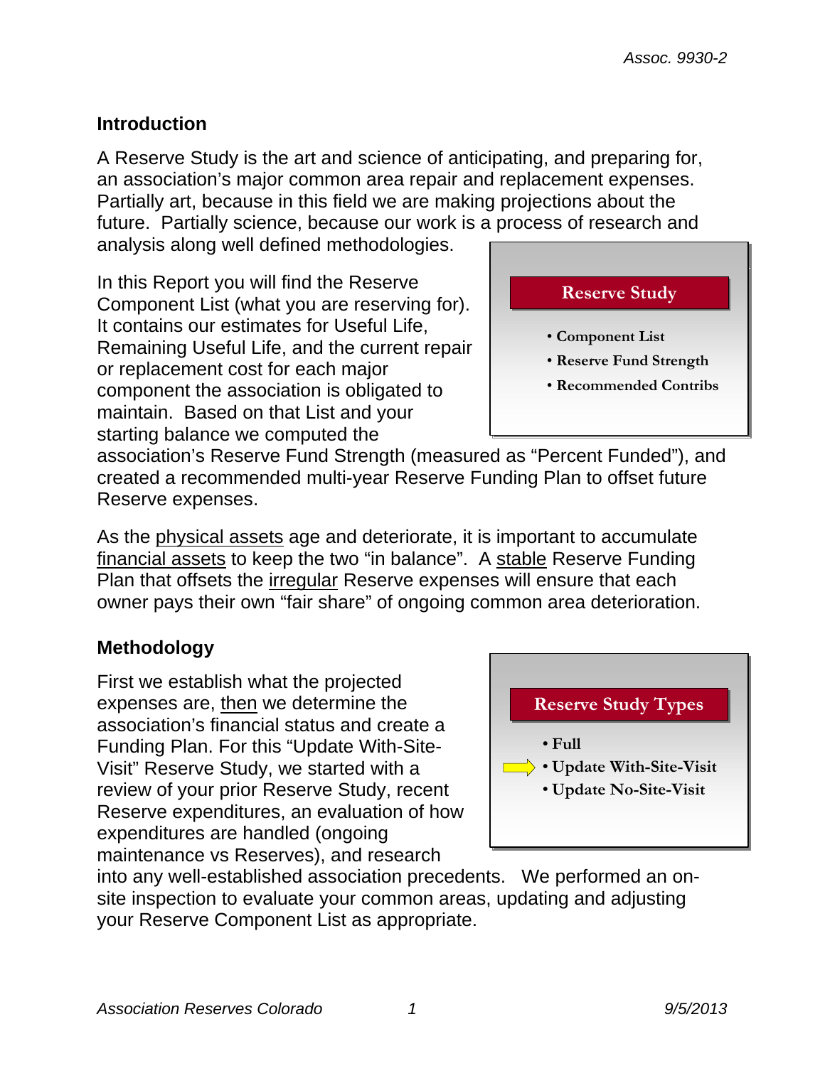## Introduction

A Reserve Study is the art and science of anticipating, and preparing for, an association's major common area repair and replacement expenses. Partially art, because in this field we are making projections about the future. Partially science, because our work is a process of research and analysis along well defined methodologies.

In this Report you will find the Reserve Component List (what you are reserving for). It contains our estimates for Useful Life, Remaining Useful Life, and the current repair or replacement cost for each major component the association is obligated to maintain. Based on that List and your starting balance we computed the association's Reserve Fund Strength (measured as "Percent Funded"), and created a recommended multi-year Reserve Funding Plan to offset future Reserve expenses.

> **Reserve Study**
>
> - Component List
> - Reserve Fund Strength
> - Recommended Contribs

As the physical assets age and deteriorate, it is important to accumulate financial assets to keep the two "in balance". A stable Reserve Funding Plan that offsets the irregular Reserve expenses will ensure that each owner pays their own "fair share" of ongoing common area deterioration.

## Methodology

First we establish what the projected expenses are, then we determine the association's financial status and create a Funding Plan. For this "Update With-Site-Visit" Reserve Study, we started with a review of your prior Reserve Study, recent Reserve expenditures, an evaluation of how expenditures are handled (ongoing maintenance vs Reserves), and research into any well-established association precedents. We performed an on-site inspection to evaluate your common areas, updating and adjusting your Reserve Component List as appropriate.

> **Reserve Study Types**
>
> - Full
> - ⇨ Update With-Site-Visit
> - Update No-Site-Visit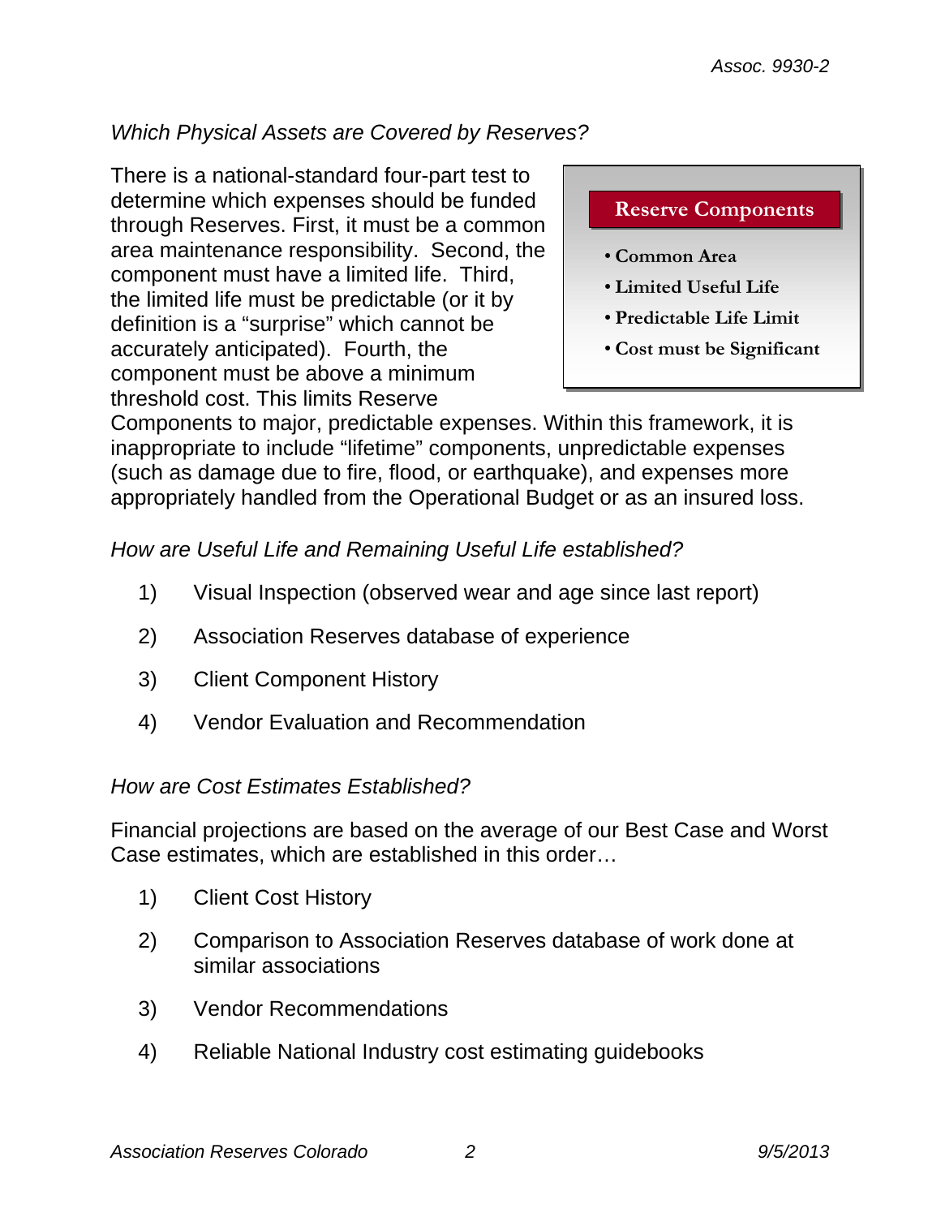### *Which Physical Assets are Covered by Reserves?*

There is a national-standard four-part test to determine which expenses should be funded through Reserves. First, it must be a common area maintenance responsibility. Second, the component must have a limited life. Third, the limited life must be predictable (or it by definition is a "surprise" which cannot be accurately anticipated). Fourth, the component must be above a minimum threshold cost. This limits Reserve Components to major, predictable expenses. Within this framework, it is inappropriate to include "lifetime" components, unpredictable expenses (such as damage due to fire, flood, or earthquake), and expenses more appropriately handled from the Operational Budget or as an insured loss.

**Reserve Components**

- **Common Area**
- **Limited Useful Life**
- **Predictable Life Limit**
- **Cost must be Significant**

### *How are Useful Life and Remaining Useful Life established?*

1) Visual Inspection (observed wear and age since last report)
2) Association Reserves database of experience
3) Client Component History
4) Vendor Evaluation and Recommendation

### *How are Cost Estimates Established?*

Financial projections are based on the average of our Best Case and Worst Case estimates, which are established in this order…

1) Client Cost History
2) Comparison to Association Reserves database of work done at similar associations
3) Vendor Recommendations
4) Reliable National Industry cost estimating guidebooks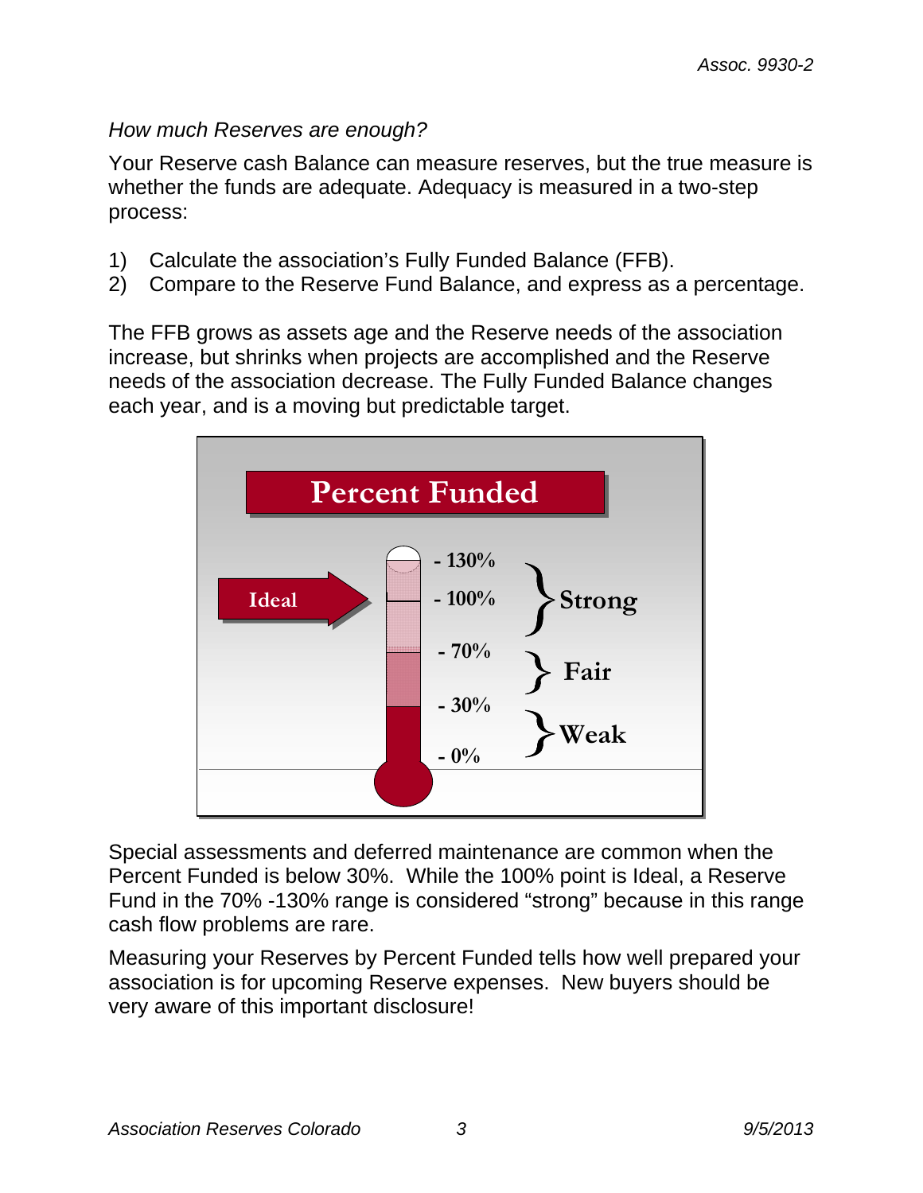*How much Reserves are enough?*

Your Reserve cash Balance can measure reserves, but the true measure is whether the funds are adequate. Adequacy is measured in a two-step process:

1) Calculate the association's Fully Funded Balance (FFB).
2) Compare to the Reserve Fund Balance, and express as a percentage.

The FFB grows as assets age and the Reserve needs of the association increase, but shrinks when projects are accomplished and the Reserve needs of the association decrease. The Fully Funded Balance changes each year, and is a moving but predictable target.

**Percent Funded**

Ideal

- 130%
- 100%
- 70%
- 30%
- 0%

Strong

Fair

Weak

Special assessments and deferred maintenance are common when the Percent Funded is below 30%. While the 100% point is Ideal, a Reserve Fund in the 70% -130% range is considered "strong" because in this range cash flow problems are rare.

Measuring your Reserves by Percent Funded tells how well prepared your association is for upcoming Reserve expenses. New buyers should be very aware of this important disclosure!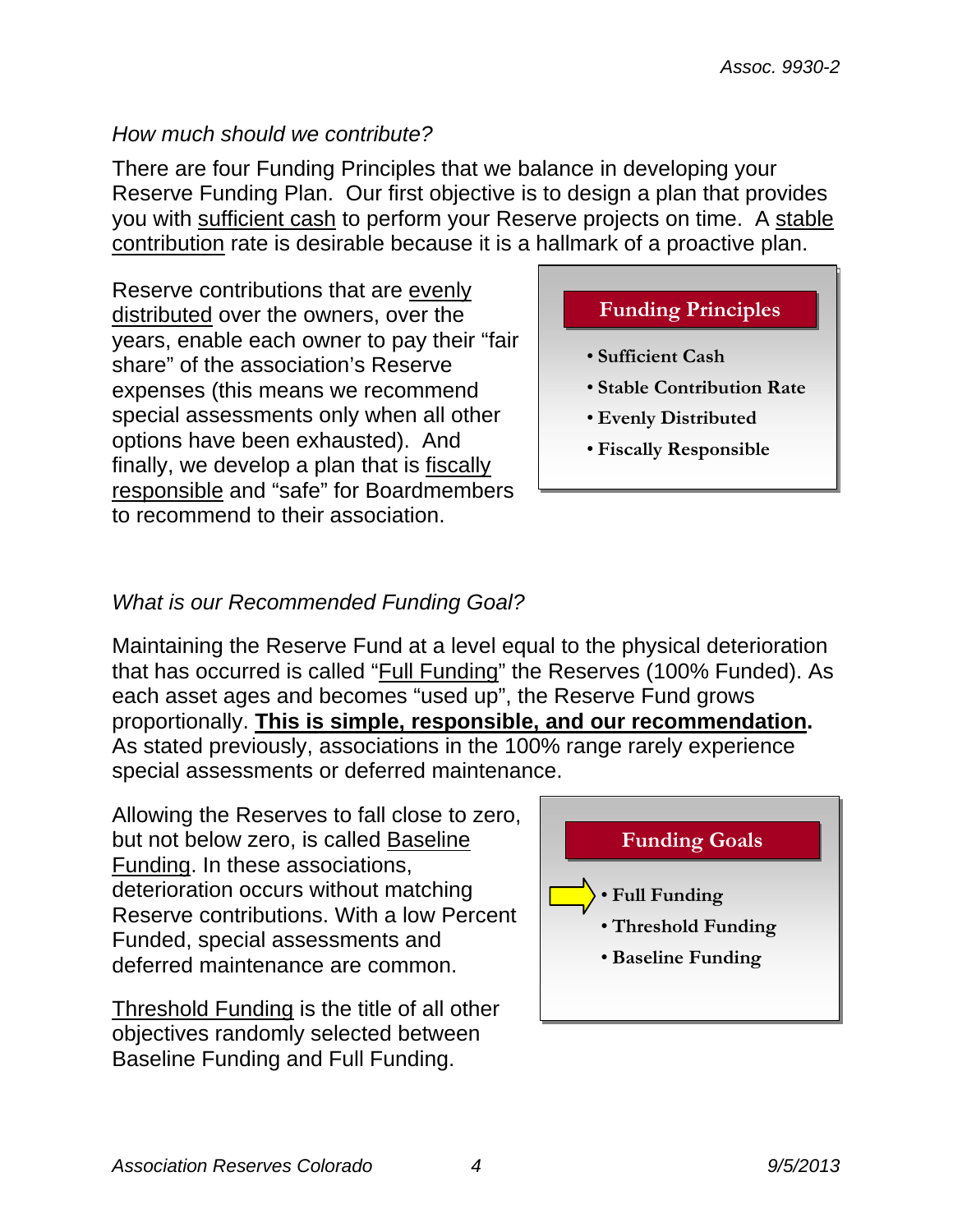*How much should we contribute?*

There are four Funding Principles that we balance in developing your Reserve Funding Plan. Our first objective is to design a plan that provides you with sufficient cash to perform your Reserve projects on time. A stable contribution rate is desirable because it is a hallmark of a proactive plan.

Reserve contributions that are evenly distributed over the owners, over the years, enable each owner to pay their "fair share" of the association's Reserve expenses (this means we recommend special assessments only when all other options have been exhausted). And finally, we develop a plan that is fiscally responsible and "safe" for Boardmembers to recommend to their association.

**Funding Principles**

- **Sufficient Cash**
- **Stable Contribution Rate**
- **Evenly Distributed**
- **Fiscally Responsible**

*What is our Recommended Funding Goal?*

Maintaining the Reserve Fund at a level equal to the physical deterioration that has occurred is called "Full Funding" the Reserves (100% Funded). As each asset ages and becomes "used up", the Reserve Fund grows proportionally. **This is simple, responsible, and our recommendation.** As stated previously, associations in the 100% range rarely experience special assessments or deferred maintenance.

Allowing the Reserves to fall close to zero, but not below zero, is called Baseline Funding. In these associations, deterioration occurs without matching Reserve contributions. With a low Percent Funded, special assessments and deferred maintenance are common.

Threshold Funding is the title of all other objectives randomly selected between Baseline Funding and Full Funding.

**Funding Goals**

- **Full Funding** ⇨
- **Threshold Funding**
- **Baseline Funding**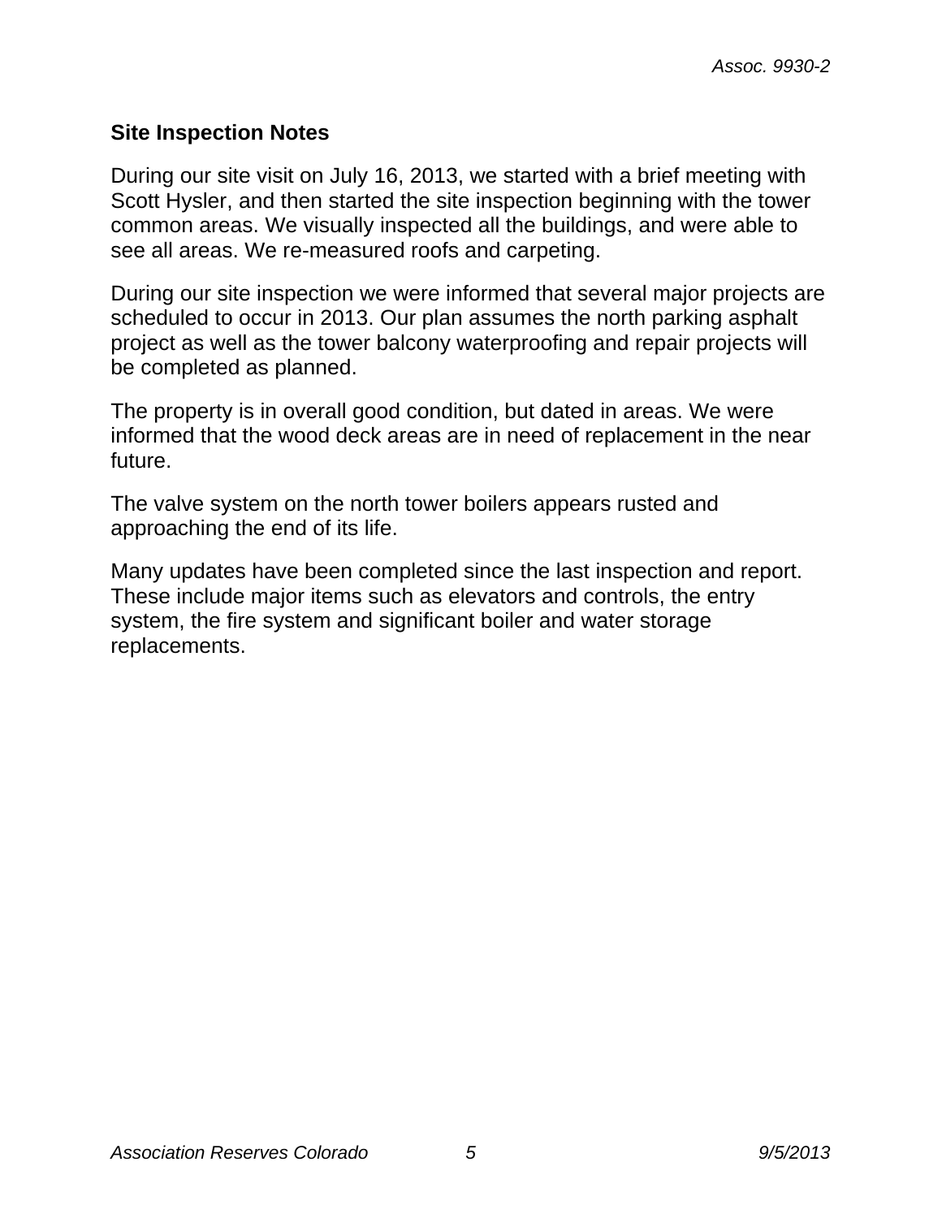## Site Inspection Notes

During our site visit on July 16, 2013, we started with a brief meeting with Scott Hysler, and then started the site inspection beginning with the tower common areas. We visually inspected all the buildings, and were able to see all areas. We re-measured roofs and carpeting.

During our site inspection we were informed that several major projects are scheduled to occur in 2013. Our plan assumes the north parking asphalt project as well as the tower balcony waterproofing and repair projects will be completed as planned.

The property is in overall good condition, but dated in areas. We were informed that the wood deck areas are in need of replacement in the near future.

The valve system on the north tower boilers appears rusted and approaching the end of its life.

Many updates have been completed since the last inspection and report. These include major items such as elevators and controls, the entry system, the fire system and significant boiler and water storage replacements.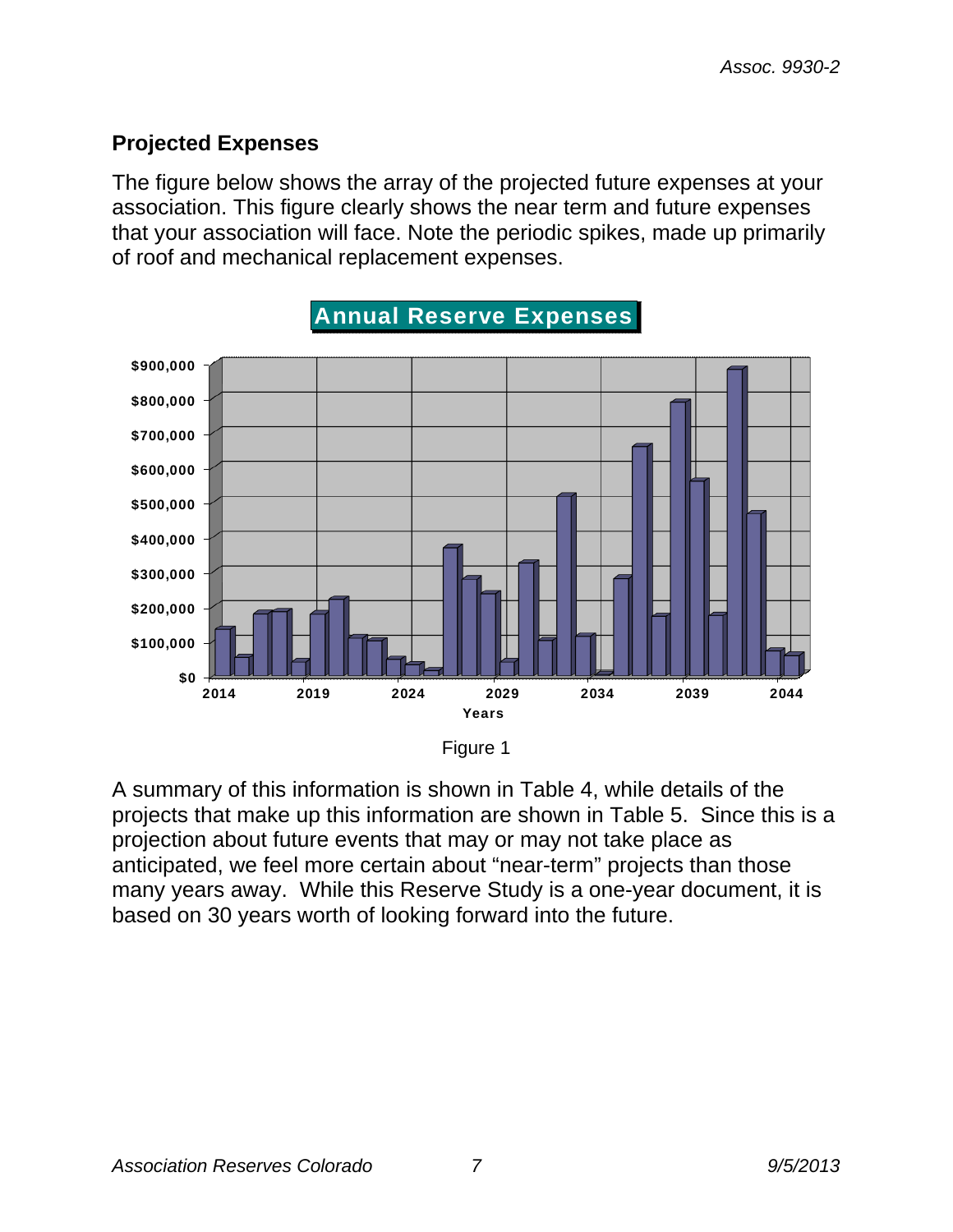## Projected Expenses

The figure below shows the array of the projected future expenses at your association. This figure clearly shows the near term and future expenses that your association will face. Note the periodic spikes, made up primarily of roof and mechanical replacement expenses.

Figure 1

A summary of this information is shown in Table 4, while details of the projects that make up this information are shown in Table 5. Since this is a projection about future events that may or may not take place as anticipated, we feel more certain about "near-term" projects than those many years away. While this Reserve Study is a one-year document, it is based on 30 years worth of looking forward into the future.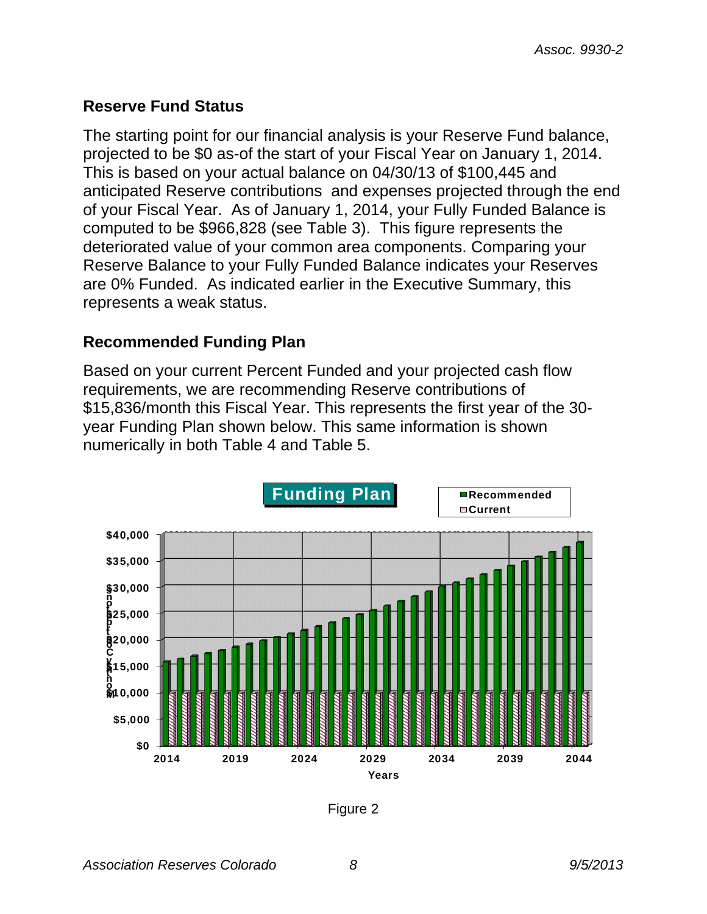## Reserve Fund Status

The starting point for our financial analysis is your Reserve Fund balance, projected to be $0 as-of the start of your Fiscal Year on January 1, 2014. This is based on your actual balance on 04/30/13 of $100,445 and anticipated Reserve contributions and expenses projected through the end of your Fiscal Year. As of January 1, 2014, your Fully Funded Balance is computed to be $966,828 (see Table 3). This figure represents the deteriorated value of your common area components. Comparing your Reserve Balance to your Fully Funded Balance indicates your Reserves are 0% Funded. As indicated earlier in the Executive Summary, this represents a weak status.

## Recommended Funding Plan

Based on your current Percent Funded and your projected cash flow requirements, we are recommending Reserve contributions of $15,836/month this Fiscal Year. This represents the first year of the 30-year Funding Plan shown below. This same information is shown numerically in both Table 4 and Table 5.

Figure 2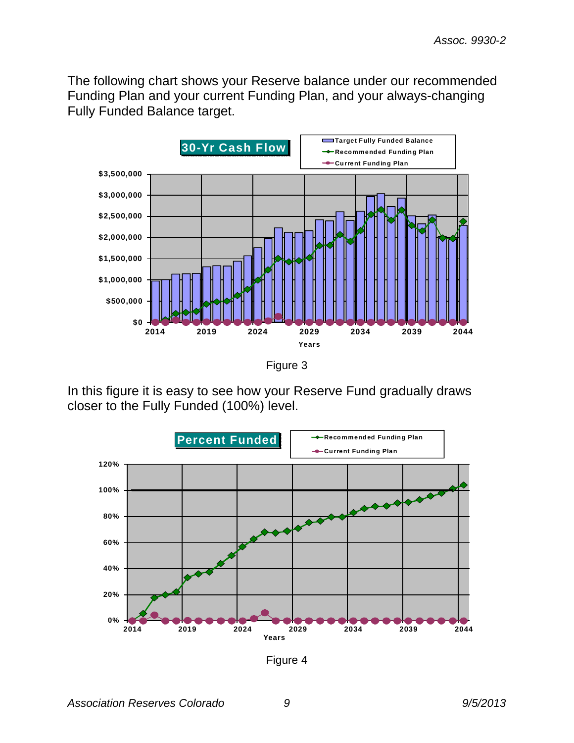The following chart shows your Reserve balance under our recommended Funding Plan and your current Funding Plan, and your always-changing Fully Funded Balance target.

Figure 3

In this figure it is easy to see how your Reserve Fund gradually draws closer to the Fully Funded (100%) level.

Figure 4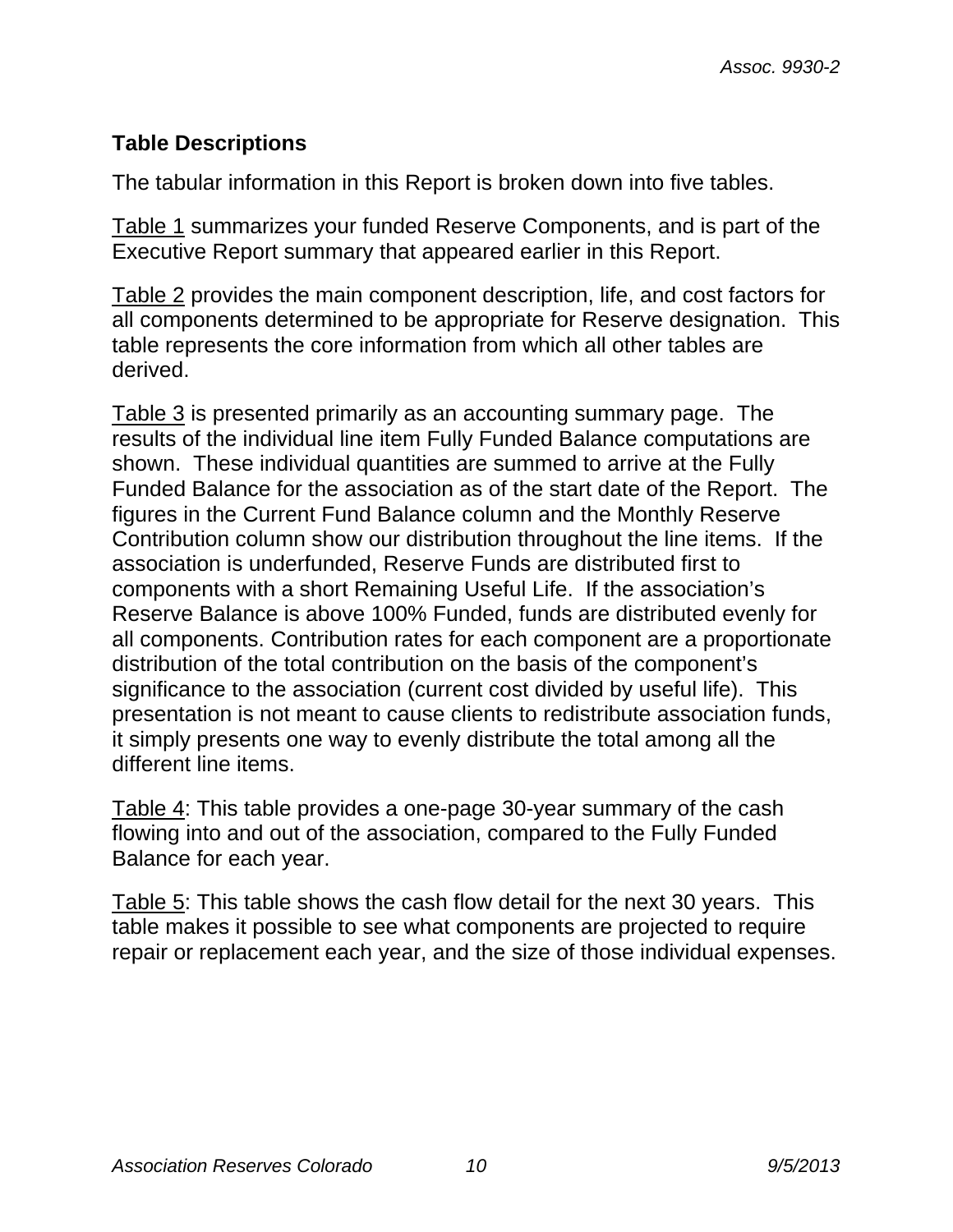## Table Descriptions

The tabular information in this Report is broken down into five tables.

Table 1 summarizes your funded Reserve Components, and is part of the Executive Report summary that appeared earlier in this Report.

Table 2 provides the main component description, life, and cost factors for all components determined to be appropriate for Reserve designation. This table represents the core information from which all other tables are derived.

Table 3 is presented primarily as an accounting summary page. The results of the individual line item Fully Funded Balance computations are shown. These individual quantities are summed to arrive at the Fully Funded Balance for the association as of the start date of the Report. The figures in the Current Fund Balance column and the Monthly Reserve Contribution column show our distribution throughout the line items. If the association is underfunded, Reserve Funds are distributed first to components with a short Remaining Useful Life. If the association's Reserve Balance is above 100% Funded, funds are distributed evenly for all components. Contribution rates for each component are a proportionate distribution of the total contribution on the basis of the component's significance to the association (current cost divided by useful life). This presentation is not meant to cause clients to redistribute association funds, it simply presents one way to evenly distribute the total among all the different line items.

Table 4: This table provides a one-page 30-year summary of the cash flowing into and out of the association, compared to the Fully Funded Balance for each year.

Table 5: This table shows the cash flow detail for the next 30 years. This table makes it possible to see what components are projected to require repair or replacement each year, and the size of those individual expenses.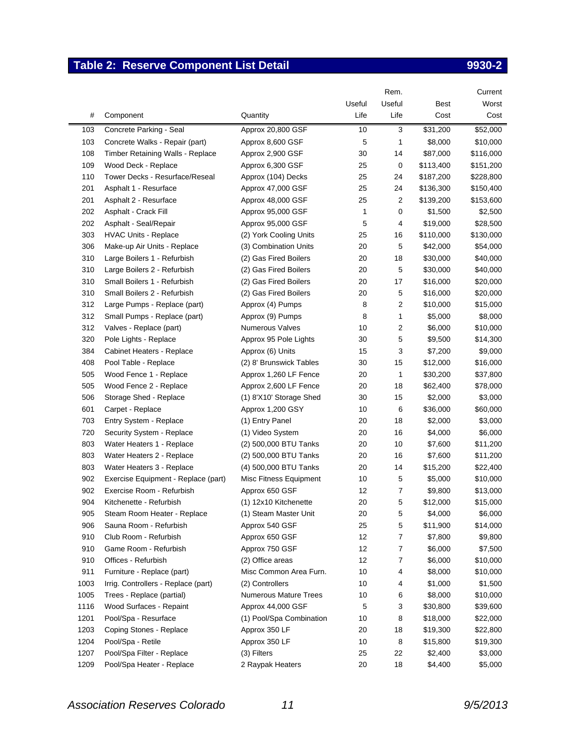## Table 2: Reserve Component List Detail 9930-2

| # | Component | Quantity | Useful Life | Rem. Useful Life | Best Cost | Current Worst Cost |
|---|---|---|---|---|---|---|
| 103 | Concrete Parking - Seal | Approx 20,800 GSF | 10 | 3 | $31,200 | $52,000 |
| 103 | Concrete Walks - Repair (part) | Approx 8,600 GSF | 5 | 1 | $8,000 | $10,000 |
| 108 | Timber Retaining Walls - Replace | Approx 2,900 GSF | 30 | 14 | $87,000 | $116,000 |
| 109 | Wood Deck - Replace | Approx 6,300 GSF | 25 | 0 | $113,400 | $151,200 |
| 110 | Tower Decks - Resurface/Reseal | Approx (104) Decks | 25 | 24 | $187,200 | $228,800 |
| 201 | Asphalt 1 - Resurface | Approx 47,000 GSF | 25 | 24 | $136,300 | $150,400 |
| 201 | Asphalt 2 - Resurface | Approx 48,000 GSF | 25 | 2 | $139,200 | $153,600 |
| 202 | Asphalt - Crack Fill | Approx 95,000 GSF | 1 | 0 | $1,500 | $2,500 |
| 202 | Asphalt - Seal/Repair | Approx 95,000 GSF | 5 | 4 | $19,000 | $28,500 |
| 303 | HVAC Units - Replace | (2) York Cooling Units | 25 | 16 | $110,000 | $130,000 |
| 306 | Make-up Air Units - Replace | (3) Combination Units | 20 | 5 | $42,000 | $54,000 |
| 310 | Large Boilers 1 - Refurbish | (2) Gas Fired Boilers | 20 | 18 | $30,000 | $40,000 |
| 310 | Large Boilers 2 - Refurbish | (2) Gas Fired Boilers | 20 | 5 | $30,000 | $40,000 |
| 310 | Small Boilers 1 - Refurbish | (2) Gas Fired Boilers | 20 | 17 | $16,000 | $20,000 |
| 310 | Small Boilers 2 - Refurbish | (2) Gas Fired Boilers | 20 | 5 | $16,000 | $20,000 |
| 312 | Large Pumps - Replace (part) | Approx (4) Pumps | 8 | 2 | $10,000 | $15,000 |
| 312 | Small Pumps - Replace (part) | Approx (9) Pumps | 8 | 1 | $5,000 | $8,000 |
| 312 | Valves - Replace (part) | Numerous Valves | 10 | 2 | $6,000 | $10,000 |
| 320 | Pole Lights - Replace | Approx 95 Pole Lights | 30 | 5 | $9,500 | $14,300 |
| 384 | Cabinet Heaters - Replace | Approx (6) Units | 15 | 3 | $7,200 | $9,000 |
| 408 | Pool Table - Replace | (2) 8' Brunswick Tables | 30 | 15 | $12,000 | $16,000 |
| 505 | Wood Fence 1 - Replace | Approx 1,260 LF Fence | 20 | 1 | $30,200 | $37,800 |
| 505 | Wood Fence 2 - Replace | Approx 2,600 LF Fence | 20 | 18 | $62,400 | $78,000 |
| 506 | Storage Shed - Replace | (1) 8'X10' Storage Shed | 30 | 15 | $2,000 | $3,000 |
| 601 | Carpet - Replace | Approx 1,200 GSY | 10 | 6 | $36,000 | $60,000 |
| 703 | Entry System - Replace | (1) Entry Panel | 20 | 18 | $2,000 | $3,000 |
| 720 | Security System - Replace | (1) Video System | 20 | 16 | $4,000 | $6,000 |
| 803 | Water Heaters 1 - Replace | (2) 500,000 BTU Tanks | 20 | 10 | $7,600 | $11,200 |
| 803 | Water Heaters 2 - Replace | (2) 500,000 BTU Tanks | 20 | 16 | $7,600 | $11,200 |
| 803 | Water Heaters 3 - Replace | (4) 500,000 BTU Tanks | 20 | 14 | $15,200 | $22,400 |
| 902 | Exercise Equipment - Replace (part) | Misc Fitness Equipment | 10 | 5 | $5,000 | $10,000 |
| 902 | Exercise Room - Refurbish | Approx 650 GSF | 12 | 7 | $9,800 | $13,000 |
| 904 | Kitchenette - Refurbish | (1) 12x10 Kitchenette | 20 | 5 | $12,000 | $15,000 |
| 905 | Steam Room Heater - Replace | (1) Steam Master Unit | 20 | 5 | $4,000 | $6,000 |
| 906 | Sauna Room - Refurbish | Approx 540 GSF | 25 | 5 | $11,900 | $14,000 |
| 910 | Club Room - Refurbish | Approx 650 GSF | 12 | 7 | $7,800 | $9,800 |
| 910 | Game Room - Refurbish | Approx 750 GSF | 12 | 7 | $6,000 | $7,500 |
| 910 | Offices - Refurbish | (2) Office areas | 12 | 7 | $6,000 | $10,000 |
| 911 | Furniture - Replace (part) | Misc Common Area Furn. | 10 | 4 | $8,000 | $10,000 |
| 1003 | Irrig. Controllers - Replace (part) | (2) Controllers | 10 | 4 | $1,000 | $1,500 |
| 1005 | Trees - Replace (partial) | Numerous Mature Trees | 10 | 6 | $8,000 | $10,000 |
| 1116 | Wood Surfaces - Repaint | Approx 44,000 GSF | 5 | 3 | $30,800 | $39,600 |
| 1201 | Pool/Spa - Resurface | (1) Pool/Spa Combination | 10 | 8 | $18,000 | $22,000 |
| 1203 | Coping Stones - Replace | Approx 350 LF | 20 | 18 | $19,300 | $22,800 |
| 1204 | Pool/Spa - Retile | Approx 350 LF | 10 | 8 | $15,800 | $19,300 |
| 1207 | Pool/Spa Filter - Replace | (3) Filters | 25 | 22 | $2,400 | $3,000 |
| 1209 | Pool/Spa Heater - Replace | 2 Raypak Heaters | 20 | 18 | $4,400 | $5,000 |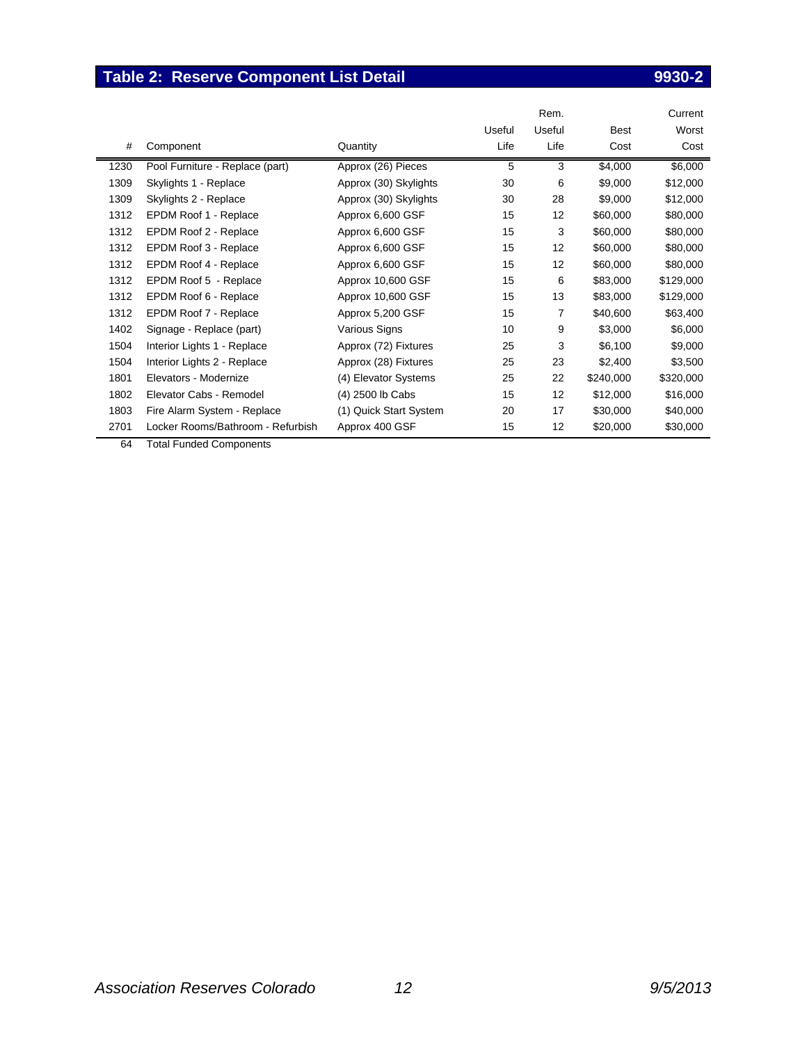## Table 2: Reserve Component List Detail 9930-2

| # | Component | Quantity | Useful Life | Rem. Useful Life | Best Cost | Current Worst Cost |
|---|---|---|---|---|---|---|
| 1230 | Pool Furniture - Replace (part) | Approx (26) Pieces | 5 | 3 | $4,000 | $6,000 |
| 1309 | Skylights 1 - Replace | Approx (30) Skylights | 30 | 6 | $9,000 | $12,000 |
| 1309 | Skylights 2 - Replace | Approx (30) Skylights | 30 | 28 | $9,000 | $12,000 |
| 1312 | EPDM Roof 1 - Replace | Approx 6,600 GSF | 15 | 12 | $60,000 | $80,000 |
| 1312 | EPDM Roof 2 - Replace | Approx 6,600 GSF | 15 | 3 | $60,000 | $80,000 |
| 1312 | EPDM Roof 3 - Replace | Approx 6,600 GSF | 15 | 12 | $60,000 | $80,000 |
| 1312 | EPDM Roof 4 - Replace | Approx 6,600 GSF | 15 | 12 | $60,000 | $80,000 |
| 1312 | EPDM Roof 5 - Replace | Approx 10,600 GSF | 15 | 6 | $83,000 | $129,000 |
| 1312 | EPDM Roof 6 - Replace | Approx 10,600 GSF | 15 | 13 | $83,000 | $129,000 |
| 1312 | EPDM Roof 7 - Replace | Approx 5,200 GSF | 15 | 7 | $40,600 | $63,400 |
| 1402 | Signage - Replace (part) | Various Signs | 10 | 9 | $3,000 | $6,000 |
| 1504 | Interior Lights 1 - Replace | Approx (72) Fixtures | 25 | 3 | $6,100 | $9,000 |
| 1504 | Interior Lights 2 - Replace | Approx (28) Fixtures | 25 | 23 | $2,400 | $3,500 |
| 1801 | Elevators - Modernize | (4) Elevator Systems | 25 | 22 | $240,000 | $320,000 |
| 1802 | Elevator Cabs - Remodel | (4) 2500 lb Cabs | 15 | 12 | $12,000 | $16,000 |
| 1803 | Fire Alarm System - Replace | (1) Quick Start System | 20 | 17 | $30,000 | $40,000 |
| 2701 | Locker Rooms/Bathroom - Refurbish | Approx 400 GSF | 15 | 12 | $20,000 | $30,000 |
| 64 | Total Funded Components | | | | | |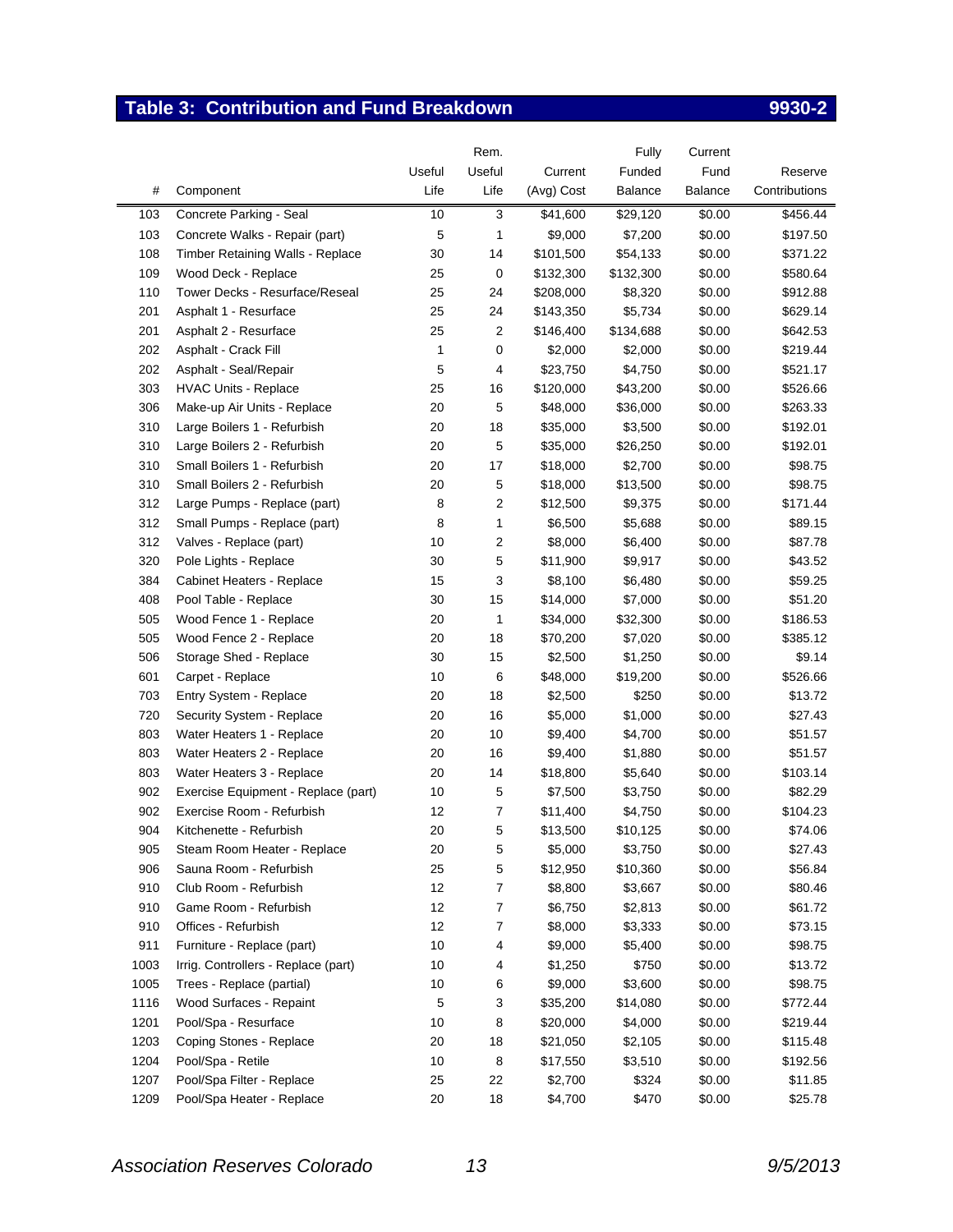## Table 3: Contribution and Fund Breakdown 9930-2

| # | Component | Useful Life | Rem. Useful Life | Current (Avg) Cost | Fully Funded Balance | Current Fund Balance | Reserve Contributions |
|---|---|---|---|---|---|---|---|
| 103 | Concrete Parking - Seal | 10 | 3 | $41,600 | $29,120 | $0.00 | $456.44 |
| 103 | Concrete Walks - Repair (part) | 5 | 1 | $9,000 | $7,200 | $0.00 | $197.50 |
| 108 | Timber Retaining Walls - Replace | 30 | 14 | $101,500 | $54,133 | $0.00 | $371.22 |
| 109 | Wood Deck - Replace | 25 | 0 | $132,300 | $132,300 | $0.00 | $580.64 |
| 110 | Tower Decks - Resurface/Reseal | 25 | 24 | $208,000 | $8,320 | $0.00 | $912.88 |
| 201 | Asphalt 1 - Resurface | 25 | 24 | $143,350 | $5,734 | $0.00 | $629.14 |
| 201 | Asphalt 2 - Resurface | 25 | 2 | $146,400 | $134,688 | $0.00 | $642.53 |
| 202 | Asphalt - Crack Fill | 1 | 0 | $2,000 | $2,000 | $0.00 | $219.44 |
| 202 | Asphalt - Seal/Repair | 5 | 4 | $23,750 | $4,750 | $0.00 | $521.17 |
| 303 | HVAC Units - Replace | 25 | 16 | $120,000 | $43,200 | $0.00 | $526.66 |
| 306 | Make-up Air Units - Replace | 20 | 5 | $48,000 | $36,000 | $0.00 | $263.33 |
| 310 | Large Boilers 1 - Refurbish | 20 | 18 | $35,000 | $3,500 | $0.00 | $192.01 |
| 310 | Large Boilers 2 - Refurbish | 20 | 5 | $35,000 | $26,250 | $0.00 | $192.01 |
| 310 | Small Boilers 1 - Refurbish | 20 | 17 | $18,000 | $2,700 | $0.00 | $98.75 |
| 310 | Small Boilers 2 - Refurbish | 20 | 5 | $18,000 | $13,500 | $0.00 | $98.75 |
| 312 | Large Pumps - Replace (part) | 8 | 2 | $12,500 | $9,375 | $0.00 | $171.44 |
| 312 | Small Pumps - Replace (part) | 8 | 1 | $6,500 | $5,688 | $0.00 | $89.15 |
| 312 | Valves - Replace (part) | 10 | 2 | $8,000 | $6,400 | $0.00 | $87.78 |
| 320 | Pole Lights - Replace | 30 | 5 | $11,900 | $9,917 | $0.00 | $43.52 |
| 384 | Cabinet Heaters - Replace | 15 | 3 | $8,100 | $6,480 | $0.00 | $59.25 |
| 408 | Pool Table - Replace | 30 | 15 | $14,000 | $7,000 | $0.00 | $51.20 |
| 505 | Wood Fence 1 - Replace | 20 | 1 | $34,000 | $32,300 | $0.00 | $186.53 |
| 505 | Wood Fence 2 - Replace | 20 | 18 | $70,200 | $7,020 | $0.00 | $385.12 |
| 506 | Storage Shed - Replace | 30 | 15 | $2,500 | $1,250 | $0.00 | $9.14 |
| 601 | Carpet - Replace | 10 | 6 | $48,000 | $19,200 | $0.00 | $526.66 |
| 703 | Entry System - Replace | 20 | 18 | $2,500 | $250 | $0.00 | $13.72 |
| 720 | Security System - Replace | 20 | 16 | $5,000 | $1,000 | $0.00 | $27.43 |
| 803 | Water Heaters 1 - Replace | 20 | 10 | $9,400 | $4,700 | $0.00 | $51.57 |
| 803 | Water Heaters 2 - Replace | 20 | 16 | $9,400 | $1,880 | $0.00 | $51.57 |
| 803 | Water Heaters 3 - Replace | 20 | 14 | $18,800 | $5,640 | $0.00 | $103.14 |
| 902 | Exercise Equipment - Replace (part) | 10 | 5 | $7,500 | $3,750 | $0.00 | $82.29 |
| 902 | Exercise Room - Refurbish | 12 | 7 | $11,400 | $4,750 | $0.00 | $104.23 |
| 904 | Kitchenette - Refurbish | 20 | 5 | $13,500 | $10,125 | $0.00 | $74.06 |
| 905 | Steam Room Heater - Replace | 20 | 5 | $5,000 | $3,750 | $0.00 | $27.43 |
| 906 | Sauna Room - Refurbish | 25 | 5 | $12,950 | $10,360 | $0.00 | $56.84 |
| 910 | Club Room - Refurbish | 12 | 7 | $8,800 | $3,667 | $0.00 | $80.46 |
| 910 | Game Room - Refurbish | 12 | 7 | $6,750 | $2,813 | $0.00 | $61.72 |
| 910 | Offices - Refurbish | 12 | 7 | $8,000 | $3,333 | $0.00 | $73.15 |
| 911 | Furniture - Replace (part) | 10 | 4 | $9,000 | $5,400 | $0.00 | $98.75 |
| 1003 | Irrig. Controllers - Replace (part) | 10 | 4 | $1,250 | $750 | $0.00 | $13.72 |
| 1005 | Trees - Replace (partial) | 10 | 6 | $9,000 | $3,600 | $0.00 | $98.75 |
| 1116 | Wood Surfaces - Repaint | 5 | 3 | $35,200 | $14,080 | $0.00 | $772.44 |
| 1201 | Pool/Spa - Resurface | 10 | 8 | $20,000 | $4,000 | $0.00 | $219.44 |
| 1203 | Coping Stones - Replace | 20 | 18 | $21,050 | $2,105 | $0.00 | $115.48 |
| 1204 | Pool/Spa - Retile | 10 | 8 | $17,550 | $3,510 | $0.00 | $192.56 |
| 1207 | Pool/Spa Filter - Replace | 25 | 22 | $2,700 | $324 | $0.00 | $11.85 |
| 1209 | Pool/Spa Heater - Replace | 20 | 18 | $4,700 | $470 | $0.00 | $25.78 |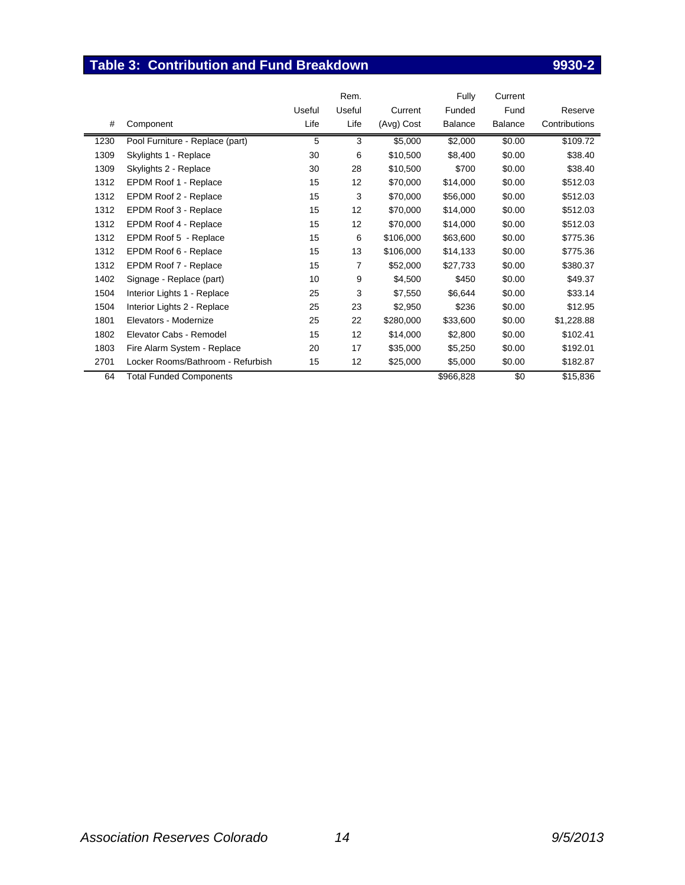## Table 3: Contribution and Fund Breakdown 9930-2

| # | Component | Useful Life | Rem. Useful Life | Current (Avg) Cost | Fully Funded Balance | Current Fund Balance | Reserve Contributions |
|---|---|---|---|---|---|---|---|
| 1230 | Pool Furniture - Replace (part) | 5 | 3 | $5,000 | $2,000 | $0.00 | $109.72 |
| 1309 | Skylights 1 - Replace | 30 | 6 | $10,500 | $8,400 | $0.00 | $38.40 |
| 1309 | Skylights 2 - Replace | 30 | 28 | $10,500 | $700 | $0.00 | $38.40 |
| 1312 | EPDM Roof 1 - Replace | 15 | 12 | $70,000 | $14,000 | $0.00 | $512.03 |
| 1312 | EPDM Roof 2 - Replace | 15 | 3 | $70,000 | $56,000 | $0.00 | $512.03 |
| 1312 | EPDM Roof 3 - Replace | 15 | 12 | $70,000 | $14,000 | $0.00 | $512.03 |
| 1312 | EPDM Roof 4 - Replace | 15 | 12 | $70,000 | $14,000 | $0.00 | $512.03 |
| 1312 | EPDM Roof 5 - Replace | 15 | 6 | $106,000 | $63,600 | $0.00 | $775.36 |
| 1312 | EPDM Roof 6 - Replace | 15 | 13 | $106,000 | $14,133 | $0.00 | $775.36 |
| 1312 | EPDM Roof 7 - Replace | 15 | 7 | $52,000 | $27,733 | $0.00 | $380.37 |
| 1402 | Signage - Replace (part) | 10 | 9 | $4,500 | $450 | $0.00 | $49.37 |
| 1504 | Interior Lights 1 - Replace | 25 | 3 | $7,550 | $6,644 | $0.00 | $33.14 |
| 1504 | Interior Lights 2 - Replace | 25 | 23 | $2,950 | $236 | $0.00 | $12.95 |
| 1801 | Elevators - Modernize | 25 | 22 | $280,000 | $33,600 | $0.00 | $1,228.88 |
| 1802 | Elevator Cabs - Remodel | 15 | 12 | $14,000 | $2,800 | $0.00 | $102.41 |
| 1803 | Fire Alarm System - Replace | 20 | 17 | $35,000 | $5,250 | $0.00 | $192.01 |
| 2701 | Locker Rooms/Bathroom - Refurbish | 15 | 12 | $25,000 | $5,000 | $0.00 | $182.87 |
| 64 | Total Funded Components | | | | $966,828 | $0 | $15,836 |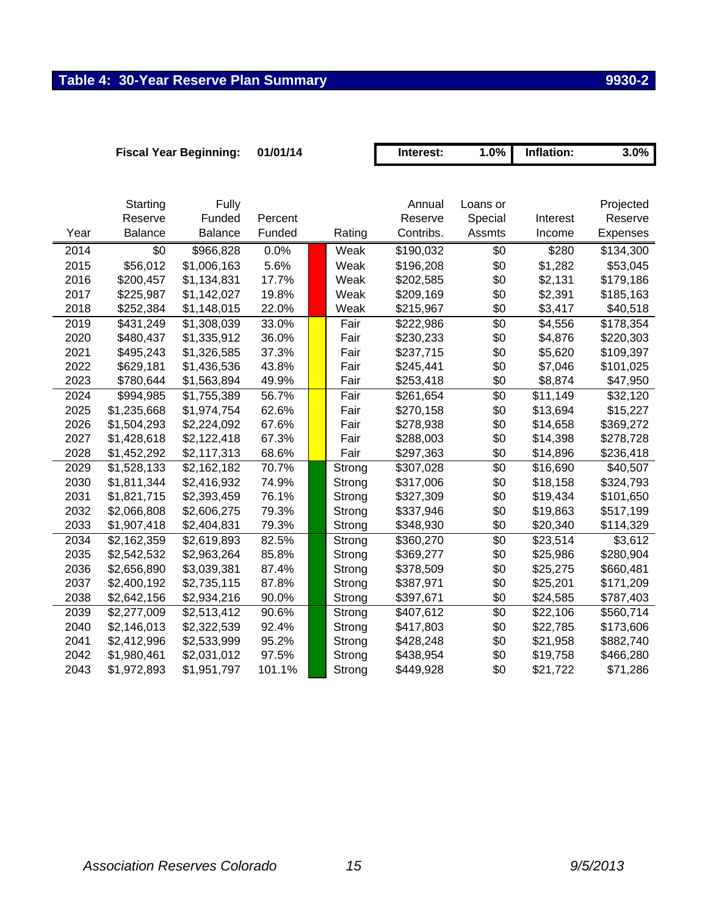## Table 4: 30-Year Reserve Plan Summary 9930-2

**Fiscal Year Beginning:** 01/01/14 | **Interest:** 1.0% | **Inflation:** 3.0%

| Year | Starting Reserve Balance | Fully Funded Balance | Percent Funded | Rating | Annual Reserve Contribs. | Loans or Special Assmts | Interest Income | Projected Reserve Expenses |
|---|---|---|---|---|---|---|---|---|
| 2014 | $0 | $966,828 | 0.0% | Weak | $190,032 | $0 | $280 | $134,300 |
| 2015 | $56,012 | $1,006,163 | 5.6% | Weak | $196,208 | $0 | $1,282 | $53,045 |
| 2016 | $200,457 | $1,134,831 | 17.7% | Weak | $202,585 | $0 | $2,131 | $179,186 |
| 2017 | $225,987 | $1,142,027 | 19.8% | Weak | $209,169 | $0 | $2,391 | $185,163 |
| 2018 | $252,384 | $1,148,015 | 22.0% | Weak | $215,967 | $0 | $3,417 | $40,518 |
| 2019 | $431,249 | $1,308,039 | 33.0% | Fair | $222,986 | $0 | $4,556 | $178,354 |
| 2020 | $480,437 | $1,335,912 | 36.0% | Fair | $230,233 | $0 | $4,876 | $220,303 |
| 2021 | $495,243 | $1,326,585 | 37.3% | Fair | $237,715 | $0 | $5,620 | $109,397 |
| 2022 | $629,181 | $1,436,536 | 43.8% | Fair | $245,441 | $0 | $7,046 | $101,025 |
| 2023 | $780,644 | $1,563,894 | 49.9% | Fair | $253,418 | $0 | $8,874 | $47,950 |
| 2024 | $994,985 | $1,755,389 | 56.7% | Fair | $261,654 | $0 | $11,149 | $32,120 |
| 2025 | $1,235,668 | $1,974,754 | 62.6% | Fair | $270,158 | $0 | $13,694 | $15,227 |
| 2026 | $1,504,293 | $2,224,092 | 67.6% | Fair | $278,938 | $0 | $14,658 | $369,272 |
| 2027 | $1,428,618 | $2,122,418 | 67.3% | Fair | $288,003 | $0 | $14,398 | $278,728 |
| 2028 | $1,452,292 | $2,117,313 | 68.6% | Fair | $297,363 | $0 | $14,896 | $236,418 |
| 2029 | $1,528,133 | $2,162,182 | 70.7% | Strong | $307,028 | $0 | $16,690 | $40,507 |
| 2030 | $1,811,344 | $2,416,932 | 74.9% | Strong | $317,006 | $0 | $18,158 | $324,793 |
| 2031 | $1,821,715 | $2,393,459 | 76.1% | Strong | $327,309 | $0 | $19,434 | $101,650 |
| 2032 | $2,066,808 | $2,606,275 | 79.3% | Strong | $337,946 | $0 | $19,863 | $517,199 |
| 2033 | $1,907,418 | $2,404,831 | 79.3% | Strong | $348,930 | $0 | $20,340 | $114,329 |
| 2034 | $2,162,359 | $2,619,893 | 82.5% | Strong | $360,270 | $0 | $23,514 | $3,612 |
| 2035 | $2,542,532 | $2,963,264 | 85.8% | Strong | $369,277 | $0 | $25,986 | $280,904 |
| 2036 | $2,656,890 | $3,039,381 | 87.4% | Strong | $378,509 | $0 | $25,275 | $660,481 |
| 2037 | $2,400,192 | $2,735,115 | 87.8% | Strong | $387,971 | $0 | $25,201 | $171,209 |
| 2038 | $2,642,156 | $2,934,216 | 90.0% | Strong | $397,671 | $0 | $24,585 | $787,403 |
| 2039 | $2,277,009 | $2,513,412 | 90.6% | Strong | $407,612 | $0 | $22,106 | $560,714 |
| 2040 | $2,146,013 | $2,322,539 | 92.4% | Strong | $417,803 | $0 | $22,785 | $173,606 |
| 2041 | $2,412,996 | $2,533,999 | 95.2% | Strong | $428,248 | $0 | $21,958 | $882,740 |
| 2042 | $1,980,461 | $2,031,012 | 97.5% | Strong | $438,954 | $0 | $19,758 | $466,280 |
| 2043 | $1,972,893 | $1,951,797 | 101.1% | Strong | $449,928 | $0 | $21,722 | $71,286 |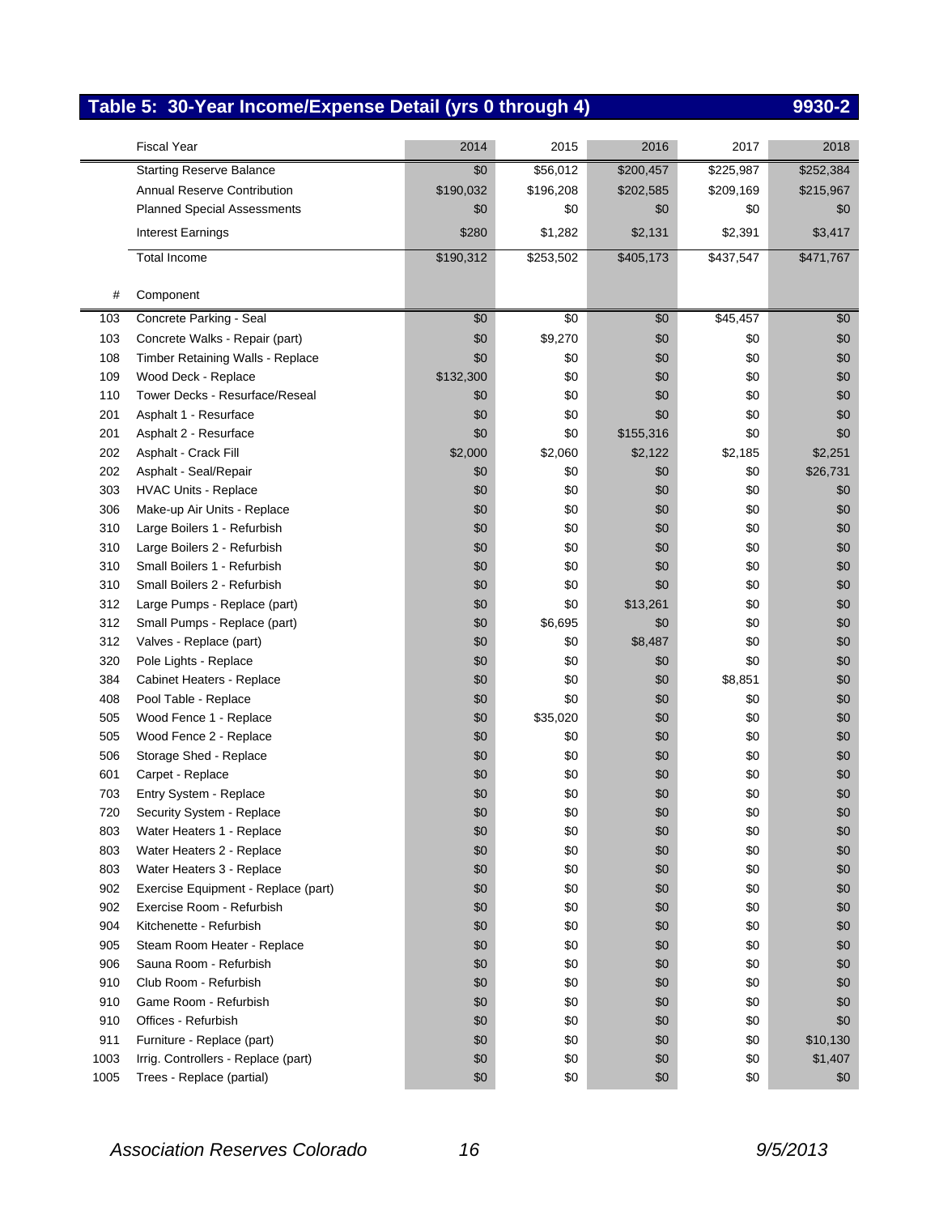## Table 5: 30-Year Income/Expense Detail (yrs 0 through 4) 9930-2

| | Fiscal Year | 2014 | 2015 | 2016 | 2017 | 2018 |
|---|---|---|---|---|---|---|
| | Starting Reserve Balance | $0 | $56,012 | $200,457 | $225,987 | $252,384 |
| | Annual Reserve Contribution | $190,032 | $196,208 | $202,585 | $209,169 | $215,967 |
| | Planned Special Assessments | $0 | $0 | $0 | $0 | $0 |
| | Interest Earnings | $280 | $1,282 | $2,131 | $2,391 | $3,417 |
| | Total Income | $190,312 | $253,502 | $405,173 | $437,547 | $471,767 |
| # | Component | | | | | |
| 103 | Concrete Parking - Seal | $0 | $0 | $0 | $45,457 | $0 |
| 103 | Concrete Walks - Repair (part) | $0 | $9,270 | $0 | $0 | $0 |
| 108 | Timber Retaining Walls - Replace | $0 | $0 | $0 | $0 | $0 |
| 109 | Wood Deck - Replace | $132,300 | $0 | $0 | $0 | $0 |
| 110 | Tower Decks - Resurface/Reseal | $0 | $0 | $0 | $0 | $0 |
| 201 | Asphalt 1 - Resurface | $0 | $0 | $0 | $0 | $0 |
| 201 | Asphalt 2 - Resurface | $0 | $0 | $155,316 | $0 | $0 |
| 202 | Asphalt - Crack Fill | $2,000 | $2,060 | $2,122 | $2,185 | $2,251 |
| 202 | Asphalt - Seal/Repair | $0 | $0 | $0 | $0 | $26,731 |
| 303 | HVAC Units - Replace | $0 | $0 | $0 | $0 | $0 |
| 306 | Make-up Air Units - Replace | $0 | $0 | $0 | $0 | $0 |
| 310 | Large Boilers 1 - Refurbish | $0 | $0 | $0 | $0 | $0 |
| 310 | Large Boilers 2 - Refurbish | $0 | $0 | $0 | $0 | $0 |
| 310 | Small Boilers 1 - Refurbish | $0 | $0 | $0 | $0 | $0 |
| 310 | Small Boilers 2 - Refurbish | $0 | $0 | $0 | $0 | $0 |
| 312 | Large Pumps - Replace (part) | $0 | $0 | $13,261 | $0 | $0 |
| 312 | Small Pumps - Replace (part) | $0 | $6,695 | $0 | $0 | $0 |
| 312 | Valves - Replace (part) | $0 | $0 | $8,487 | $0 | $0 |
| 320 | Pole Lights - Replace | $0 | $0 | $0 | $0 | $0 |
| 384 | Cabinet Heaters - Replace | $0 | $0 | $0 | $8,851 | $0 |
| 408 | Pool Table - Replace | $0 | $0 | $0 | $0 | $0 |
| 505 | Wood Fence 1 - Replace | $0 | $35,020 | $0 | $0 | $0 |
| 505 | Wood Fence 2 - Replace | $0 | $0 | $0 | $0 | $0 |
| 506 | Storage Shed - Replace | $0 | $0 | $0 | $0 | $0 |
| 601 | Carpet - Replace | $0 | $0 | $0 | $0 | $0 |
| 703 | Entry System - Replace | $0 | $0 | $0 | $0 | $0 |
| 720 | Security System - Replace | $0 | $0 | $0 | $0 | $0 |
| 803 | Water Heaters 1 - Replace | $0 | $0 | $0 | $0 | $0 |
| 803 | Water Heaters 2 - Replace | $0 | $0 | $0 | $0 | $0 |
| 803 | Water Heaters 3 - Replace | $0 | $0 | $0 | $0 | $0 |
| 902 | Exercise Equipment - Replace (part) | $0 | $0 | $0 | $0 | $0 |
| 902 | Exercise Room - Refurbish | $0 | $0 | $0 | $0 | $0 |
| 904 | Kitchenette - Refurbish | $0 | $0 | $0 | $0 | $0 |
| 905 | Steam Room Heater - Replace | $0 | $0 | $0 | $0 | $0 |
| 906 | Sauna Room - Refurbish | $0 | $0 | $0 | $0 | $0 |
| 910 | Club Room - Refurbish | $0 | $0 | $0 | $0 | $0 |
| 910 | Game Room - Refurbish | $0 | $0 | $0 | $0 | $0 |
| 910 | Offices - Refurbish | $0 | $0 | $0 | $0 | $0 |
| 911 | Furniture - Replace (part) | $0 | $0 | $0 | $0 | $10,130 |
| 1003 | Irrig. Controllers - Replace (part) | $0 | $0 | $0 | $0 | $1,407 |
| 1005 | Trees - Replace (partial) | $0 | $0 | $0 | $0 | $0 |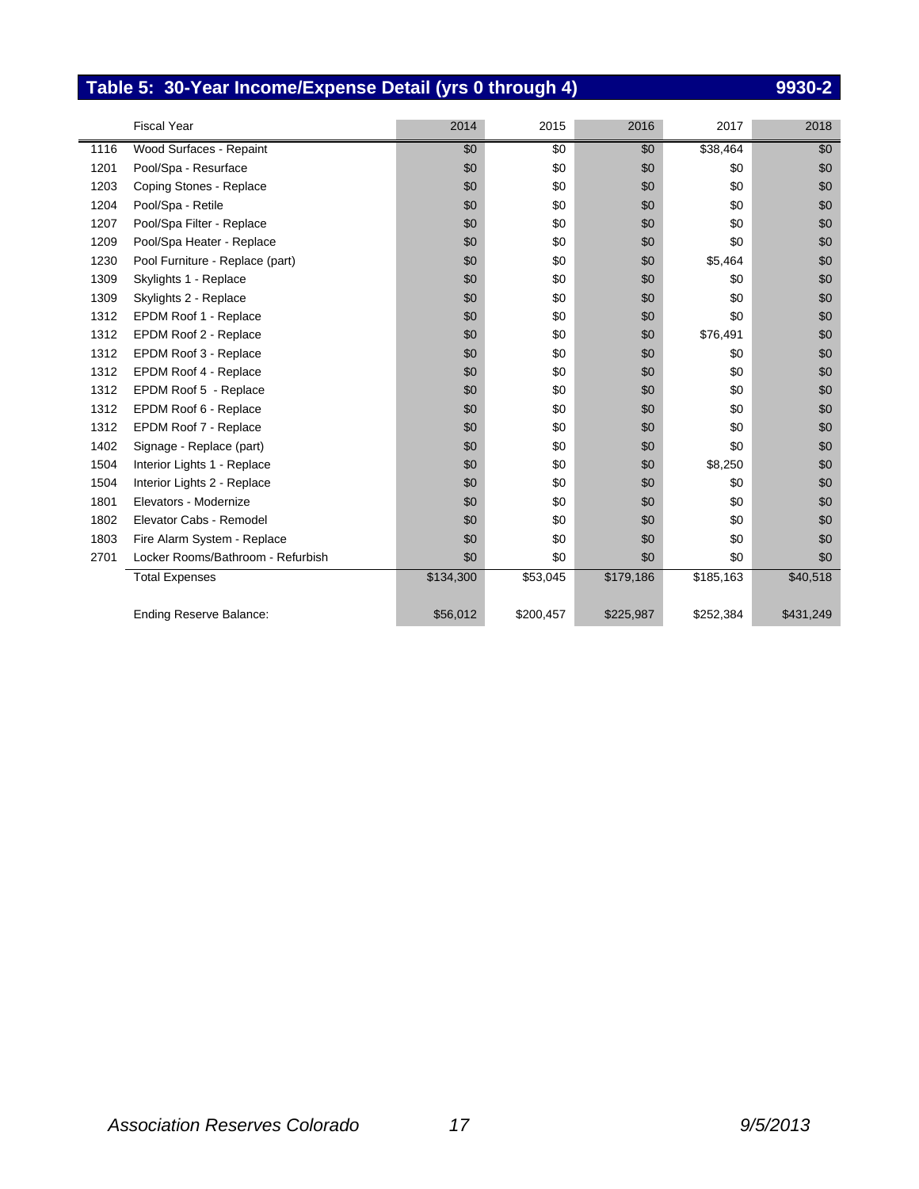## Table 5: 30-Year Income/Expense Detail (yrs 0 through 4) 9930-2

| | Fiscal Year | 2014 | 2015 | 2016 | 2017 | 2018 |
|---|---|---|---|---|---|---|
| 1116 | Wood Surfaces - Repaint | $0 | $0 | $0 | $38,464 | $0 |
| 1201 | Pool/Spa - Resurface | $0 | $0 | $0 | $0 | $0 |
| 1203 | Coping Stones - Replace | $0 | $0 | $0 | $0 | $0 |
| 1204 | Pool/Spa - Retile | $0 | $0 | $0 | $0 | $0 |
| 1207 | Pool/Spa Filter - Replace | $0 | $0 | $0 | $0 | $0 |
| 1209 | Pool/Spa Heater - Replace | $0 | $0 | $0 | $0 | $0 |
| 1230 | Pool Furniture - Replace (part) | $0 | $0 | $0 | $5,464 | $0 |
| 1309 | Skylights 1 - Replace | $0 | $0 | $0 | $0 | $0 |
| 1309 | Skylights 2 - Replace | $0 | $0 | $0 | $0 | $0 |
| 1312 | EPDM Roof 1 - Replace | $0 | $0 | $0 | $0 | $0 |
| 1312 | EPDM Roof 2 - Replace | $0 | $0 | $0 | $76,491 | $0 |
| 1312 | EPDM Roof 3 - Replace | $0 | $0 | $0 | $0 | $0 |
| 1312 | EPDM Roof 4 - Replace | $0 | $0 | $0 | $0 | $0 |
| 1312 | EPDM Roof 5 - Replace | $0 | $0 | $0 | $0 | $0 |
| 1312 | EPDM Roof 6 - Replace | $0 | $0 | $0 | $0 | $0 |
| 1312 | EPDM Roof 7 - Replace | $0 | $0 | $0 | $0 | $0 |
| 1402 | Signage - Replace (part) | $0 | $0 | $0 | $0 | $0 |
| 1504 | Interior Lights 1 - Replace | $0 | $0 | $0 | $8,250 | $0 |
| 1504 | Interior Lights 2 - Replace | $0 | $0 | $0 | $0 | $0 |
| 1801 | Elevators - Modernize | $0 | $0 | $0 | $0 | $0 |
| 1802 | Elevator Cabs - Remodel | $0 | $0 | $0 | $0 | $0 |
| 1803 | Fire Alarm System - Replace | $0 | $0 | $0 | $0 | $0 |
| 2701 | Locker Rooms/Bathroom - Refurbish | $0 | $0 | $0 | $0 | $0 |
| | Total Expenses | $134,300 | $53,045 | $179,186 | $185,163 | $40,518 |
| | Ending Reserve Balance: | $56,012 | $200,457 | $225,987 | $252,384 | $431,249 |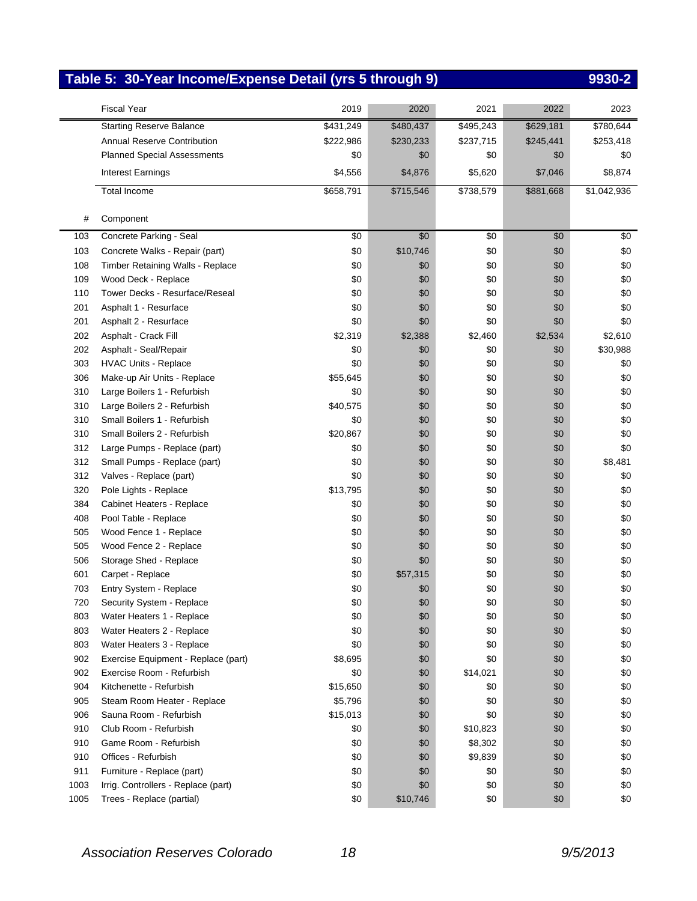## Table 5: 30-Year Income/Expense Detail (yrs 5 through 9) 9930-2

| # | Fiscal Year | 2019 | 2020 | 2021 | 2022 | 2023 |
|---|---|---|---|---|---|---|
| | Starting Reserve Balance | $431,249 | $480,437 | $495,243 | $629,181 | $780,644 |
| | Annual Reserve Contribution | $222,986 | $230,233 | $237,715 | $245,441 | $253,418 |
| | Planned Special Assessments | $0 | $0 | $0 | $0 | $0 |
| | Interest Earnings | $4,556 | $4,876 | $5,620 | $7,046 | $8,874 |
| | Total Income | $658,791 | $715,546 | $738,579 | $881,668 | $1,042,936 |
| # | Component | | | | | |
| 103 | Concrete Parking - Seal | $0 | $0 | $0 | $0 | $0 |
| 103 | Concrete Walks - Repair (part) | $0 | $10,746 | $0 | $0 | $0 |
| 108 | Timber Retaining Walls - Replace | $0 | $0 | $0 | $0 | $0 |
| 109 | Wood Deck - Replace | $0 | $0 | $0 | $0 | $0 |
| 110 | Tower Decks - Resurface/Reseal | $0 | $0 | $0 | $0 | $0 |
| 201 | Asphalt 1 - Resurface | $0 | $0 | $0 | $0 | $0 |
| 201 | Asphalt 2 - Resurface | $0 | $0 | $0 | $0 | $0 |
| 202 | Asphalt - Crack Fill | $2,319 | $2,388 | $2,460 | $2,534 | $2,610 |
| 202 | Asphalt - Seal/Repair | $0 | $0 | $0 | $0 | $30,988 |
| 303 | HVAC Units - Replace | $0 | $0 | $0 | $0 | $0 |
| 306 | Make-up Air Units - Replace | $55,645 | $0 | $0 | $0 | $0 |
| 310 | Large Boilers 1 - Refurbish | $0 | $0 | $0 | $0 | $0 |
| 310 | Large Boilers 2 - Refurbish | $40,575 | $0 | $0 | $0 | $0 |
| 310 | Small Boilers 1 - Refurbish | $0 | $0 | $0 | $0 | $0 |
| 310 | Small Boilers 2 - Refurbish | $20,867 | $0 | $0 | $0 | $0 |
| 312 | Large Pumps - Replace (part) | $0 | $0 | $0 | $0 | $0 |
| 312 | Small Pumps - Replace (part) | $0 | $0 | $0 | $0 | $8,481 |
| 312 | Valves - Replace (part) | $0 | $0 | $0 | $0 | $0 |
| 320 | Pole Lights - Replace | $13,795 | $0 | $0 | $0 | $0 |
| 384 | Cabinet Heaters - Replace | $0 | $0 | $0 | $0 | $0 |
| 408 | Pool Table - Replace | $0 | $0 | $0 | $0 | $0 |
| 505 | Wood Fence 1 - Replace | $0 | $0 | $0 | $0 | $0 |
| 505 | Wood Fence 2 - Replace | $0 | $0 | $0 | $0 | $0 |
| 506 | Storage Shed - Replace | $0 | $0 | $0 | $0 | $0 |
| 601 | Carpet - Replace | $0 | $57,315 | $0 | $0 | $0 |
| 703 | Entry System - Replace | $0 | $0 | $0 | $0 | $0 |
| 720 | Security System - Replace | $0 | $0 | $0 | $0 | $0 |
| 803 | Water Heaters 1 - Replace | $0 | $0 | $0 | $0 | $0 |
| 803 | Water Heaters 2 - Replace | $0 | $0 | $0 | $0 | $0 |
| 803 | Water Heaters 3 - Replace | $0 | $0 | $0 | $0 | $0 |
| 902 | Exercise Equipment - Replace (part) | $8,695 | $0 | $0 | $0 | $0 |
| 902 | Exercise Room - Refurbish | $0 | $0 | $14,021 | $0 | $0 |
| 904 | Kitchenette - Refurbish | $15,650 | $0 | $0 | $0 | $0 |
| 905 | Steam Room Heater - Replace | $5,796 | $0 | $0 | $0 | $0 |
| 906 | Sauna Room - Refurbish | $15,013 | $0 | $0 | $0 | $0 |
| 910 | Club Room - Refurbish | $0 | $0 | $10,823 | $0 | $0 |
| 910 | Game Room - Refurbish | $0 | $0 | $8,302 | $0 | $0 |
| 910 | Offices - Refurbish | $0 | $0 | $9,839 | $0 | $0 |
| 911 | Furniture - Replace (part) | $0 | $0 | $0 | $0 | $0 |
| 1003 | Irrig. Controllers - Replace (part) | $0 | $0 | $0 | $0 | $0 |
| 1005 | Trees - Replace (partial) | $0 | $10,746 | $0 | $0 | $0 |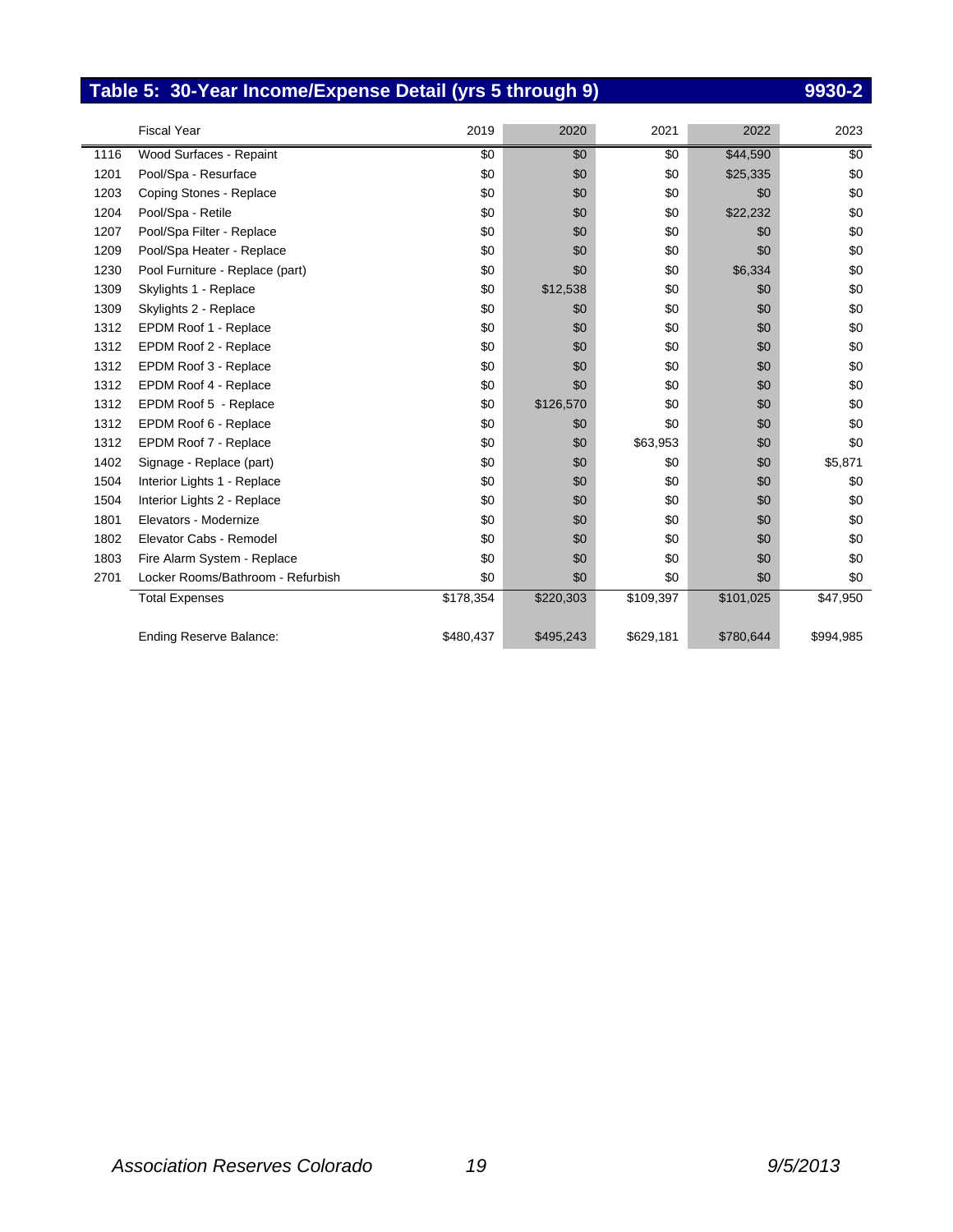## Table 5: 30-Year Income/Expense Detail (yrs 5 through 9) 9930-2

| | Fiscal Year | 2019 | 2020 | 2021 | 2022 | 2023 |
|---|---|---|---|---|---|---|
| 1116 | Wood Surfaces - Repaint | $0 | $0 | $0 | $44,590 | $0 |
| 1201 | Pool/Spa - Resurface | $0 | $0 | $0 | $25,335 | $0 |
| 1203 | Coping Stones - Replace | $0 | $0 | $0 | $0 | $0 |
| 1204 | Pool/Spa - Retile | $0 | $0 | $0 | $22,232 | $0 |
| 1207 | Pool/Spa Filter - Replace | $0 | $0 | $0 | $0 | $0 |
| 1209 | Pool/Spa Heater - Replace | $0 | $0 | $0 | $0 | $0 |
| 1230 | Pool Furniture - Replace (part) | $0 | $0 | $0 | $6,334 | $0 |
| 1309 | Skylights 1 - Replace | $0 | $12,538 | $0 | $0 | $0 |
| 1309 | Skylights 2 - Replace | $0 | $0 | $0 | $0 | $0 |
| 1312 | EPDM Roof 1 - Replace | $0 | $0 | $0 | $0 | $0 |
| 1312 | EPDM Roof 2 - Replace | $0 | $0 | $0 | $0 | $0 |
| 1312 | EPDM Roof 3 - Replace | $0 | $0 | $0 | $0 | $0 |
| 1312 | EPDM Roof 4 - Replace | $0 | $0 | $0 | $0 | $0 |
| 1312 | EPDM Roof 5 - Replace | $0 | $126,570 | $0 | $0 | $0 |
| 1312 | EPDM Roof 6 - Replace | $0 | $0 | $0 | $0 | $0 |
| 1312 | EPDM Roof 7 - Replace | $0 | $0 | $63,953 | $0 | $0 |
| 1402 | Signage - Replace (part) | $0 | $0 | $0 | $0 | $5,871 |
| 1504 | Interior Lights 1 - Replace | $0 | $0 | $0 | $0 | $0 |
| 1504 | Interior Lights 2 - Replace | $0 | $0 | $0 | $0 | $0 |
| 1801 | Elevators - Modernize | $0 | $0 | $0 | $0 | $0 |
| 1802 | Elevator Cabs - Remodel | $0 | $0 | $0 | $0 | $0 |
| 1803 | Fire Alarm System - Replace | $0 | $0 | $0 | $0 | $0 |
| 2701 | Locker Rooms/Bathroom - Refurbish | $0 | $0 | $0 | $0 | $0 |
| | Total Expenses | $178,354 | $220,303 | $109,397 | $101,025 | $47,950 |
| | Ending Reserve Balance: | $480,437 | $495,243 | $629,181 | $780,644 | $994,985 |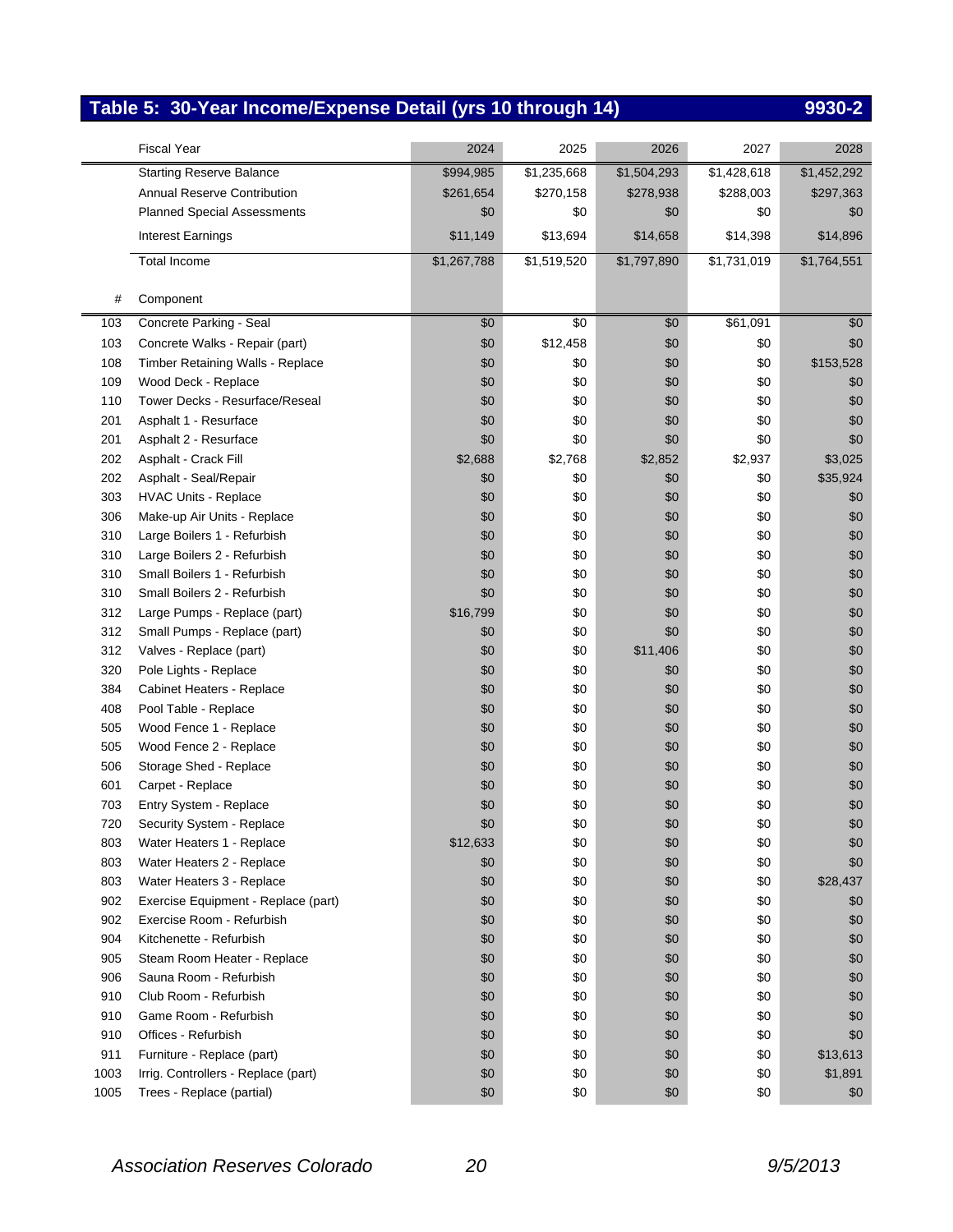## Table 5: 30-Year Income/Expense Detail (yrs 10 through 14) 9930-2

| | Fiscal Year | 2024 | 2025 | 2026 | 2027 | 2028 |
|---|---|---|---|---|---|---|
| | Starting Reserve Balance | $994,985 | $1,235,668 | $1,504,293 | $1,428,618 | $1,452,292 |
| | Annual Reserve Contribution | $261,654 | $270,158 | $278,938 | $288,003 | $297,363 |
| | Planned Special Assessments | $0 | $0 | $0 | $0 | $0 |
| | Interest Earnings | $11,149 | $13,694 | $14,658 | $14,398 | $14,896 |
| | Total Income | $1,267,788 | $1,519,520 | $1,797,890 | $1,731,019 | $1,764,551 |
| # | Component | | | | | |
| 103 | Concrete Parking - Seal | $0 | $0 | $0 | $61,091 | $0 |
| 103 | Concrete Walks - Repair (part) | $0 | $12,458 | $0 | $0 | $0 |
| 108 | Timber Retaining Walls - Replace | $0 | $0 | $0 | $0 | $153,528 |
| 109 | Wood Deck - Replace | $0 | $0 | $0 | $0 | $0 |
| 110 | Tower Decks - Resurface/Reseal | $0 | $0 | $0 | $0 | $0 |
| 201 | Asphalt 1 - Resurface | $0 | $0 | $0 | $0 | $0 |
| 201 | Asphalt 2 - Resurface | $0 | $0 | $0 | $0 | $0 |
| 202 | Asphalt - Crack Fill | $2,688 | $2,768 | $2,852 | $2,937 | $3,025 |
| 202 | Asphalt - Seal/Repair | $0 | $0 | $0 | $0 | $35,924 |
| 303 | HVAC Units - Replace | $0 | $0 | $0 | $0 | $0 |
| 306 | Make-up Air Units - Replace | $0 | $0 | $0 | $0 | $0 |
| 310 | Large Boilers 1 - Refurbish | $0 | $0 | $0 | $0 | $0 |
| 310 | Large Boilers 2 - Refurbish | $0 | $0 | $0 | $0 | $0 |
| 310 | Small Boilers 1 - Refurbish | $0 | $0 | $0 | $0 | $0 |
| 310 | Small Boilers 2 - Refurbish | $0 | $0 | $0 | $0 | $0 |
| 312 | Large Pumps - Replace (part) | $16,799 | $0 | $0 | $0 | $0 |
| 312 | Small Pumps - Replace (part) | $0 | $0 | $0 | $0 | $0 |
| 312 | Valves - Replace (part) | $0 | $0 | $11,406 | $0 | $0 |
| 320 | Pole Lights - Replace | $0 | $0 | $0 | $0 | $0 |
| 384 | Cabinet Heaters - Replace | $0 | $0 | $0 | $0 | $0 |
| 408 | Pool Table - Replace | $0 | $0 | $0 | $0 | $0 |
| 505 | Wood Fence 1 - Replace | $0 | $0 | $0 | $0 | $0 |
| 505 | Wood Fence 2 - Replace | $0 | $0 | $0 | $0 | $0 |
| 506 | Storage Shed - Replace | $0 | $0 | $0 | $0 | $0 |
| 601 | Carpet - Replace | $0 | $0 | $0 | $0 | $0 |
| 703 | Entry System - Replace | $0 | $0 | $0 | $0 | $0 |
| 720 | Security System - Replace | $0 | $0 | $0 | $0 | $0 |
| 803 | Water Heaters 1 - Replace | $12,633 | $0 | $0 | $0 | $0 |
| 803 | Water Heaters 2 - Replace | $0 | $0 | $0 | $0 | $0 |
| 803 | Water Heaters 3 - Replace | $0 | $0 | $0 | $0 | $28,437 |
| 902 | Exercise Equipment - Replace (part) | $0 | $0 | $0 | $0 | $0 |
| 902 | Exercise Room - Refurbish | $0 | $0 | $0 | $0 | $0 |
| 904 | Kitchenette - Refurbish | $0 | $0 | $0 | $0 | $0 |
| 905 | Steam Room Heater - Replace | $0 | $0 | $0 | $0 | $0 |
| 906 | Sauna Room - Refurbish | $0 | $0 | $0 | $0 | $0 |
| 910 | Club Room - Refurbish | $0 | $0 | $0 | $0 | $0 |
| 910 | Game Room - Refurbish | $0 | $0 | $0 | $0 | $0 |
| 910 | Offices - Refurbish | $0 | $0 | $0 | $0 | $0 |
| 911 | Furniture - Replace (part) | $0 | $0 | $0 | $0 | $13,613 |
| 1003 | Irrig. Controllers - Replace (part) | $0 | $0 | $0 | $0 | $1,891 |
| 1005 | Trees - Replace (partial) | $0 | $0 | $0 | $0 | $0 |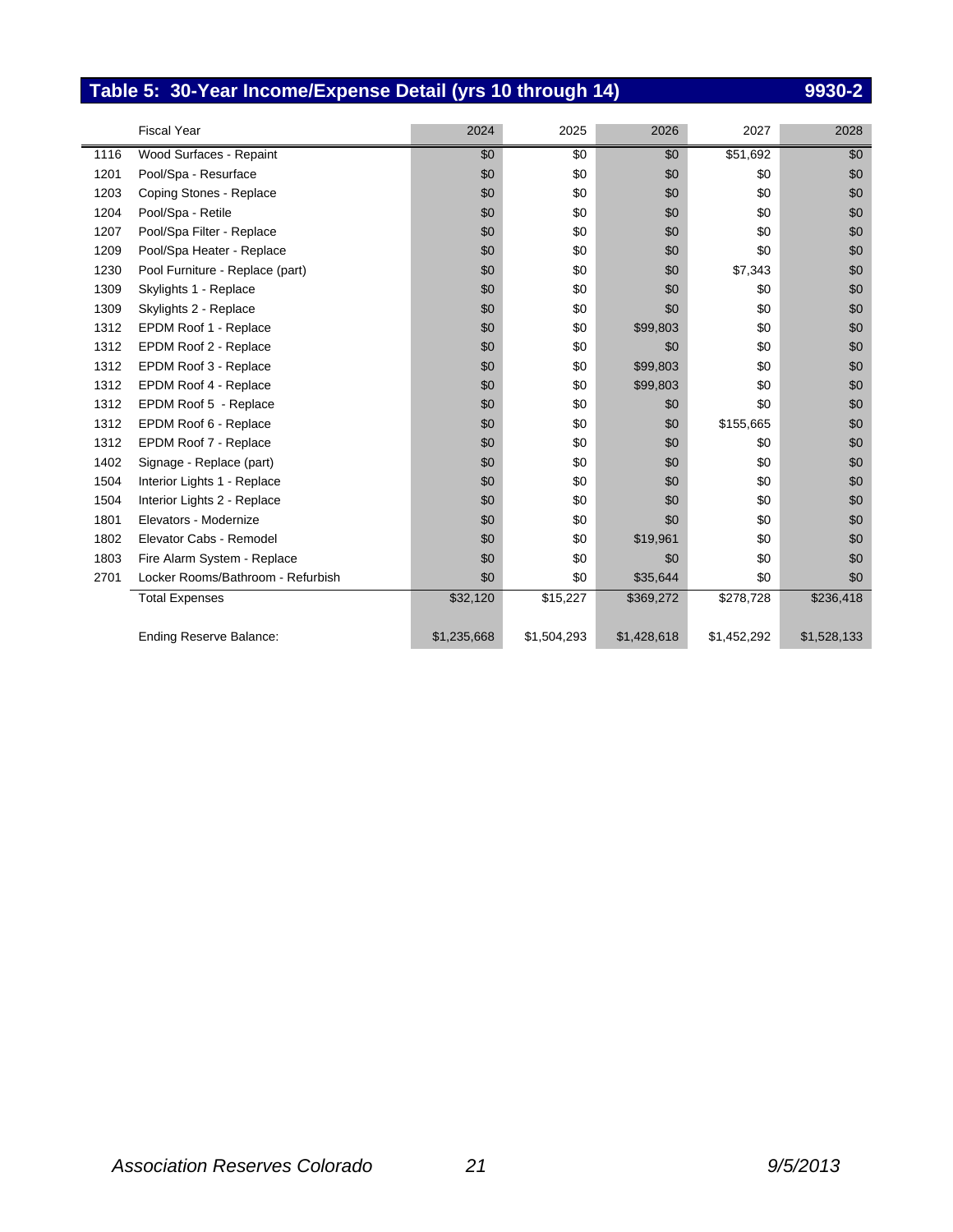## Table 5: 30-Year Income/Expense Detail (yrs 10 through 14) 9930-2

| | Fiscal Year | 2024 | 2025 | 2026 | 2027 | 2028 |
|---|---|---|---|---|---|---|
| 1116 | Wood Surfaces - Repaint | $0 | $0 | $0 | $51,692 | $0 |
| 1201 | Pool/Spa - Resurface | $0 | $0 | $0 | $0 | $0 |
| 1203 | Coping Stones - Replace | $0 | $0 | $0 | $0 | $0 |
| 1204 | Pool/Spa - Retile | $0 | $0 | $0 | $0 | $0 |
| 1207 | Pool/Spa Filter - Replace | $0 | $0 | $0 | $0 | $0 |
| 1209 | Pool/Spa Heater - Replace | $0 | $0 | $0 | $0 | $0 |
| 1230 | Pool Furniture - Replace (part) | $0 | $0 | $0 | $7,343 | $0 |
| 1309 | Skylights 1 - Replace | $0 | $0 | $0 | $0 | $0 |
| 1309 | Skylights 2 - Replace | $0 | $0 | $0 | $0 | $0 |
| 1312 | EPDM Roof 1 - Replace | $0 | $0 | $99,803 | $0 | $0 |
| 1312 | EPDM Roof 2 - Replace | $0 | $0 | $0 | $0 | $0 |
| 1312 | EPDM Roof 3 - Replace | $0 | $0 | $99,803 | $0 | $0 |
| 1312 | EPDM Roof 4 - Replace | $0 | $0 | $99,803 | $0 | $0 |
| 1312 | EPDM Roof 5 - Replace | $0 | $0 | $0 | $0 | $0 |
| 1312 | EPDM Roof 6 - Replace | $0 | $0 | $0 | $155,665 | $0 |
| 1312 | EPDM Roof 7 - Replace | $0 | $0 | $0 | $0 | $0 |
| 1402 | Signage - Replace (part) | $0 | $0 | $0 | $0 | $0 |
| 1504 | Interior Lights 1 - Replace | $0 | $0 | $0 | $0 | $0 |
| 1504 | Interior Lights 2 - Replace | $0 | $0 | $0 | $0 | $0 |
| 1801 | Elevators - Modernize | $0 | $0 | $0 | $0 | $0 |
| 1802 | Elevator Cabs - Remodel | $0 | $0 | $19,961 | $0 | $0 |
| 1803 | Fire Alarm System - Replace | $0 | $0 | $0 | $0 | $0 |
| 2701 | Locker Rooms/Bathroom - Refurbish | $0 | $0 | $35,644 | $0 | $0 |
| | Total Expenses | $32,120 | $15,227 | $369,272 | $278,728 | $236,418 |
| | Ending Reserve Balance: | $1,235,668 | $1,504,293 | $1,428,618 | $1,452,292 | $1,528,133 |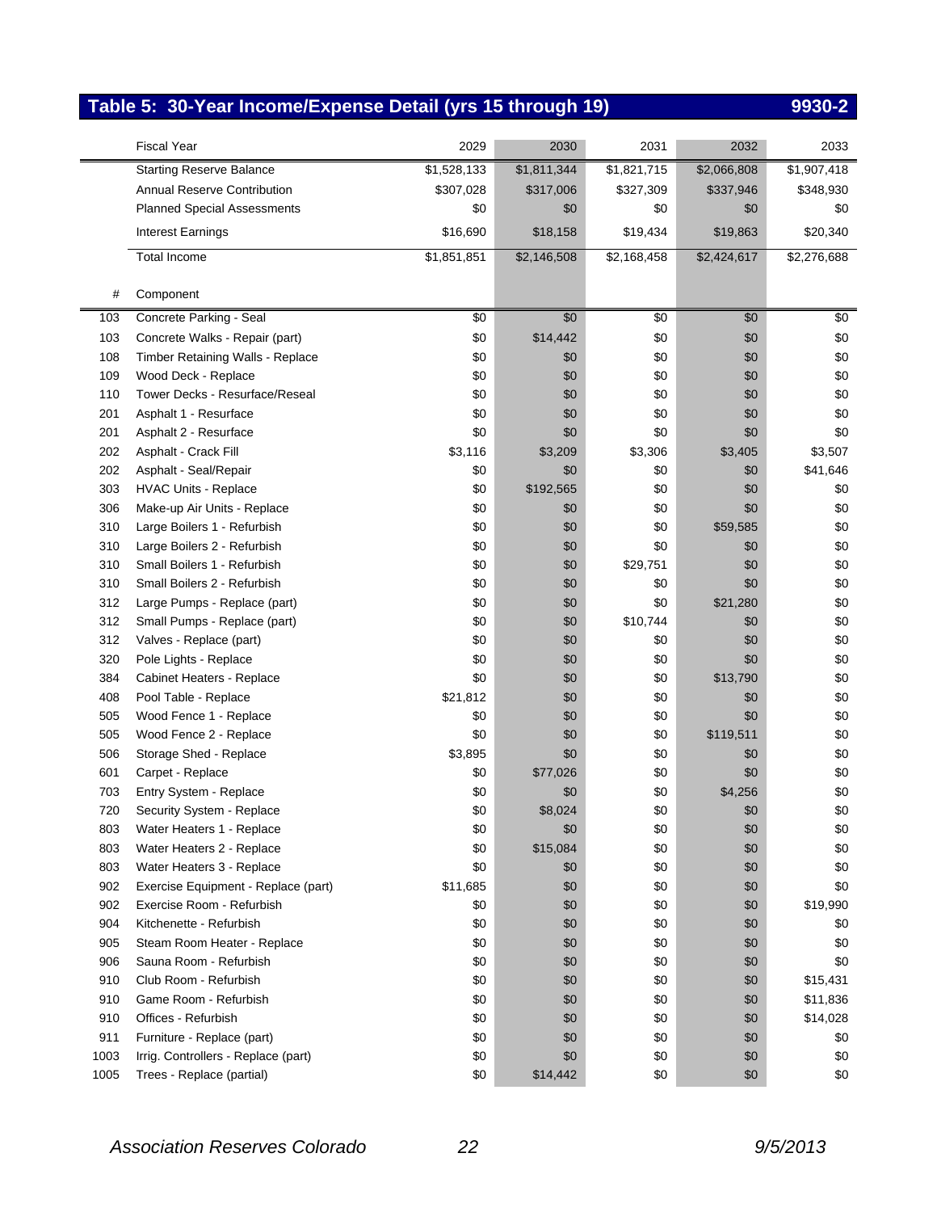## Table 5: 30-Year Income/Expense Detail (yrs 15 through 19) — 9930-2

| # | Fiscal Year | 2029 | 2030 | 2031 | 2032 | 2033 |
|---|---|---|---|---|---|---|
| | Starting Reserve Balance | $1,528,133 | $1,811,344 | $1,821,715 | $2,066,808 | $1,907,418 |
| | Annual Reserve Contribution | $307,028 | $317,006 | $327,309 | $337,946 | $348,930 |
| | Planned Special Assessments | $0 | $0 | $0 | $0 | $0 |
| | Interest Earnings | $16,690 | $18,158 | $19,434 | $19,863 | $20,340 |
| | Total Income | $1,851,851 | $2,146,508 | $2,168,458 | $2,424,617 | $2,276,688 |
| **#** | **Component** | | | | | |
| 103 | Concrete Parking - Seal | $0 | $0 | $0 | $0 | $0 |
| 103 | Concrete Walks - Repair (part) | $0 | $14,442 | $0 | $0 | $0 |
| 108 | Timber Retaining Walls - Replace | $0 | $0 | $0 | $0 | $0 |
| 109 | Wood Deck - Replace | $0 | $0 | $0 | $0 | $0 |
| 110 | Tower Decks - Resurface/Reseal | $0 | $0 | $0 | $0 | $0 |
| 201 | Asphalt 1 - Resurface | $0 | $0 | $0 | $0 | $0 |
| 201 | Asphalt 2 - Resurface | $0 | $0 | $0 | $0 | $0 |
| 202 | Asphalt - Crack Fill | $3,116 | $3,209 | $3,306 | $3,405 | $3,507 |
| 202 | Asphalt - Seal/Repair | $0 | $0 | $0 | $0 | $41,646 |
| 303 | HVAC Units - Replace | $0 | $192,565 | $0 | $0 | $0 |
| 306 | Make-up Air Units - Replace | $0 | $0 | $0 | $0 | $0 |
| 310 | Large Boilers 1 - Refurbish | $0 | $0 | $0 | $59,585 | $0 |
| 310 | Large Boilers 2 - Refurbish | $0 | $0 | $0 | $0 | $0 |
| 310 | Small Boilers 1 - Refurbish | $0 | $0 | $29,751 | $0 | $0 |
| 310 | Small Boilers 2 - Refurbish | $0 | $0 | $0 | $0 | $0 |
| 312 | Large Pumps - Replace (part) | $0 | $0 | $0 | $21,280 | $0 |
| 312 | Small Pumps - Replace (part) | $0 | $0 | $10,744 | $0 | $0 |
| 312 | Valves - Replace (part) | $0 | $0 | $0 | $0 | $0 |
| 320 | Pole Lights - Replace | $0 | $0 | $0 | $0 | $0 |
| 384 | Cabinet Heaters - Replace | $0 | $0 | $0 | $13,790 | $0 |
| 408 | Pool Table - Replace | $21,812 | $0 | $0 | $0 | $0 |
| 505 | Wood Fence 1 - Replace | $0 | $0 | $0 | $0 | $0 |
| 505 | Wood Fence 2 - Replace | $0 | $0 | $0 | $119,511 | $0 |
| 506 | Storage Shed - Replace | $3,895 | $0 | $0 | $0 | $0 |
| 601 | Carpet - Replace | $0 | $77,026 | $0 | $0 | $0 |
| 703 | Entry System - Replace | $0 | $0 | $0 | $4,256 | $0 |
| 720 | Security System - Replace | $0 | $8,024 | $0 | $0 | $0 |
| 803 | Water Heaters 1 - Replace | $0 | $0 | $0 | $0 | $0 |
| 803 | Water Heaters 2 - Replace | $0 | $15,084 | $0 | $0 | $0 |
| 803 | Water Heaters 3 - Replace | $0 | $0 | $0 | $0 | $0 |
| 902 | Exercise Equipment - Replace (part) | $11,685 | $0 | $0 | $0 | $0 |
| 902 | Exercise Room - Refurbish | $0 | $0 | $0 | $0 | $19,990 |
| 904 | Kitchenette - Refurbish | $0 | $0 | $0 | $0 | $0 |
| 905 | Steam Room Heater - Replace | $0 | $0 | $0 | $0 | $0 |
| 906 | Sauna Room - Refurbish | $0 | $0 | $0 | $0 | $0 |
| 910 | Club Room - Refurbish | $0 | $0 | $0 | $0 | $15,431 |
| 910 | Game Room - Refurbish | $0 | $0 | $0 | $0 | $11,836 |
| 910 | Offices - Refurbish | $0 | $0 | $0 | $0 | $14,028 |
| 911 | Furniture - Replace (part) | $0 | $0 | $0 | $0 | $0 |
| 1003 | Irrig. Controllers - Replace (part) | $0 | $0 | $0 | $0 | $0 |
| 1005 | Trees - Replace (partial) | $0 | $14,442 | $0 | $0 | $0 |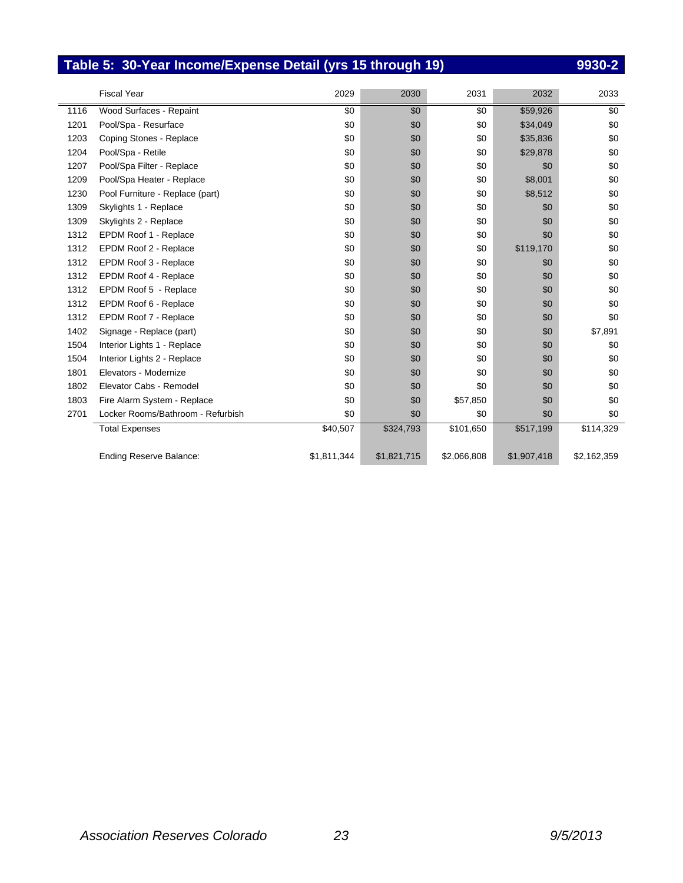## Table 5: 30-Year Income/Expense Detail (yrs 15 through 19) 9930-2

| | Fiscal Year | 2029 | 2030 | 2031 | 2032 | 2033 |
|---|---|---|---|---|---|---|
| 1116 | Wood Surfaces - Repaint | $0 | $0 | $0 | $59,926 | $0 |
| 1201 | Pool/Spa - Resurface | $0 | $0 | $0 | $34,049 | $0 |
| 1203 | Coping Stones - Replace | $0 | $0 | $0 | $35,836 | $0 |
| 1204 | Pool/Spa - Retile | $0 | $0 | $0 | $29,878 | $0 |
| 1207 | Pool/Spa Filter - Replace | $0 | $0 | $0 | $0 | $0 |
| 1209 | Pool/Spa Heater - Replace | $0 | $0 | $0 | $8,001 | $0 |
| 1230 | Pool Furniture - Replace (part) | $0 | $0 | $0 | $8,512 | $0 |
| 1309 | Skylights 1 - Replace | $0 | $0 | $0 | $0 | $0 |
| 1309 | Skylights 2 - Replace | $0 | $0 | $0 | $0 | $0 |
| 1312 | EPDM Roof 1 - Replace | $0 | $0 | $0 | $0 | $0 |
| 1312 | EPDM Roof 2 - Replace | $0 | $0 | $0 | $119,170 | $0 |
| 1312 | EPDM Roof 3 - Replace | $0 | $0 | $0 | $0 | $0 |
| 1312 | EPDM Roof 4 - Replace | $0 | $0 | $0 | $0 | $0 |
| 1312 | EPDM Roof 5 - Replace | $0 | $0 | $0 | $0 | $0 |
| 1312 | EPDM Roof 6 - Replace | $0 | $0 | $0 | $0 | $0 |
| 1312 | EPDM Roof 7 - Replace | $0 | $0 | $0 | $0 | $0 |
| 1402 | Signage - Replace (part) | $0 | $0 | $0 | $0 | $7,891 |
| 1504 | Interior Lights 1 - Replace | $0 | $0 | $0 | $0 | $0 |
| 1504 | Interior Lights 2 - Replace | $0 | $0 | $0 | $0 | $0 |
| 1801 | Elevators - Modernize | $0 | $0 | $0 | $0 | $0 |
| 1802 | Elevator Cabs - Remodel | $0 | $0 | $0 | $0 | $0 |
| 1803 | Fire Alarm System - Replace | $0 | $0 | $57,850 | $0 | $0 |
| 2701 | Locker Rooms/Bathroom - Refurbish | $0 | $0 | $0 | $0 | $0 |
| | Total Expenses | $40,507 | $324,793 | $101,650 | $517,199 | $114,329 |
| | Ending Reserve Balance: | $1,811,344 | $1,821,715 | $2,066,808 | $1,907,418 | $2,162,359 |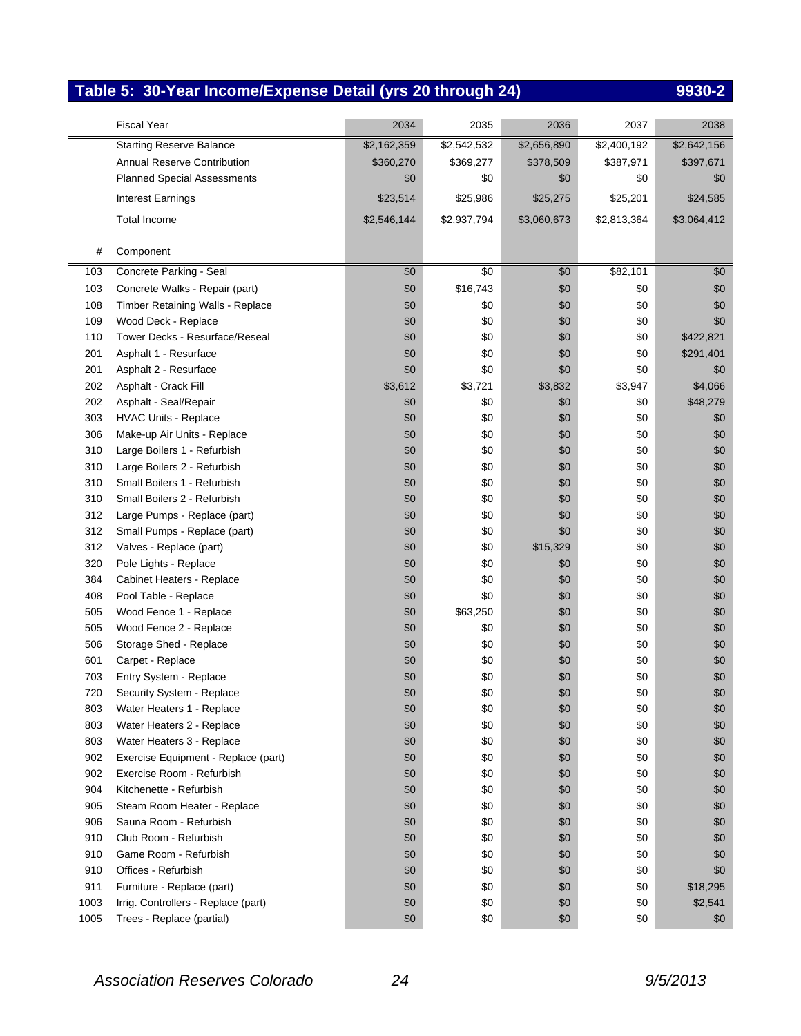## Table 5: 30-Year Income/Expense Detail (yrs 20 through 24) 9930-2

| # | Fiscal Year | 2034 | 2035 | 2036 | 2037 | 2038 |
|---|---|---|---|---|---|---|
| | Starting Reserve Balance | $2,162,359 | $2,542,532 | $2,656,890 | $2,400,192 | $2,642,156 |
| | Annual Reserve Contribution | $360,270 | $369,277 | $378,509 | $387,971 | $397,671 |
| | Planned Special Assessments | $0 | $0 | $0 | $0 | $0 |
| | Interest Earnings | $23,514 | $25,986 | $25,275 | $25,201 | $24,585 |
| | Total Income | $2,546,144 | $2,937,794 | $3,060,673 | $2,813,364 | $3,064,412 |
| # | Component | | | | | |
| 103 | Concrete Parking - Seal | $0 | $0 | $0 | $82,101 | $0 |
| 103 | Concrete Walks - Repair (part) | $0 | $16,743 | $0 | $0 | $0 |
| 108 | Timber Retaining Walls - Replace | $0 | $0 | $0 | $0 | $0 |
| 109 | Wood Deck - Replace | $0 | $0 | $0 | $0 | $0 |
| 110 | Tower Decks - Resurface/Reseal | $0 | $0 | $0 | $0 | $422,821 |
| 201 | Asphalt 1 - Resurface | $0 | $0 | $0 | $0 | $291,401 |
| 201 | Asphalt 2 - Resurface | $0 | $0 | $0 | $0 | $0 |
| 202 | Asphalt - Crack Fill | $3,612 | $3,721 | $3,832 | $3,947 | $4,066 |
| 202 | Asphalt - Seal/Repair | $0 | $0 | $0 | $0 | $48,279 |
| 303 | HVAC Units - Replace | $0 | $0 | $0 | $0 | $0 |
| 306 | Make-up Air Units - Replace | $0 | $0 | $0 | $0 | $0 |
| 310 | Large Boilers 1 - Refurbish | $0 | $0 | $0 | $0 | $0 |
| 310 | Large Boilers 2 - Refurbish | $0 | $0 | $0 | $0 | $0 |
| 310 | Small Boilers 1 - Refurbish | $0 | $0 | $0 | $0 | $0 |
| 310 | Small Boilers 2 - Refurbish | $0 | $0 | $0 | $0 | $0 |
| 312 | Large Pumps - Replace (part) | $0 | $0 | $0 | $0 | $0 |
| 312 | Small Pumps - Replace (part) | $0 | $0 | $0 | $0 | $0 |
| 312 | Valves - Replace (part) | $0 | $0 | $15,329 | $0 | $0 |
| 320 | Pole Lights - Replace | $0 | $0 | $0 | $0 | $0 |
| 384 | Cabinet Heaters - Replace | $0 | $0 | $0 | $0 | $0 |
| 408 | Pool Table - Replace | $0 | $0 | $0 | $0 | $0 |
| 505 | Wood Fence 1 - Replace | $0 | $63,250 | $0 | $0 | $0 |
| 505 | Wood Fence 2 - Replace | $0 | $0 | $0 | $0 | $0 |
| 506 | Storage Shed - Replace | $0 | $0 | $0 | $0 | $0 |
| 601 | Carpet - Replace | $0 | $0 | $0 | $0 | $0 |
| 703 | Entry System - Replace | $0 | $0 | $0 | $0 | $0 |
| 720 | Security System - Replace | $0 | $0 | $0 | $0 | $0 |
| 803 | Water Heaters 1 - Replace | $0 | $0 | $0 | $0 | $0 |
| 803 | Water Heaters 2 - Replace | $0 | $0 | $0 | $0 | $0 |
| 803 | Water Heaters 3 - Replace | $0 | $0 | $0 | $0 | $0 |
| 902 | Exercise Equipment - Replace (part) | $0 | $0 | $0 | $0 | $0 |
| 902 | Exercise Room - Refurbish | $0 | $0 | $0 | $0 | $0 |
| 904 | Kitchenette - Refurbish | $0 | $0 | $0 | $0 | $0 |
| 905 | Steam Room Heater - Replace | $0 | $0 | $0 | $0 | $0 |
| 906 | Sauna Room - Refurbish | $0 | $0 | $0 | $0 | $0 |
| 910 | Club Room - Refurbish | $0 | $0 | $0 | $0 | $0 |
| 910 | Game Room - Refurbish | $0 | $0 | $0 | $0 | $0 |
| 910 | Offices - Refurbish | $0 | $0 | $0 | $0 | $0 |
| 911 | Furniture - Replace (part) | $0 | $0 | $0 | $0 | $18,295 |
| 1003 | Irrig. Controllers - Replace (part) | $0 | $0 | $0 | $0 | $2,541 |
| 1005 | Trees - Replace (partial) | $0 | $0 | $0 | $0 | $0 |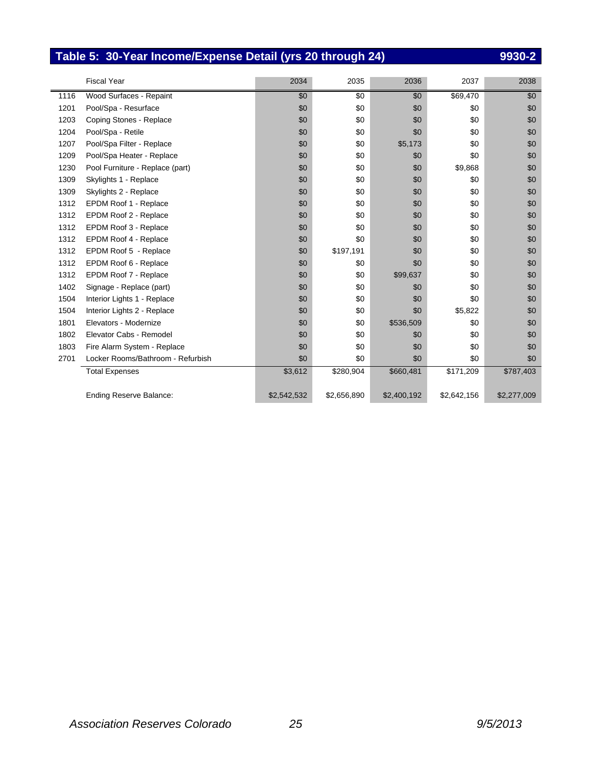## Table 5: 30-Year Income/Expense Detail (yrs 20 through 24) 9930-2

| | Fiscal Year | 2034 | 2035 | 2036 | 2037 | 2038 |
|---|---|---|---|---|---|---|
| 1116 | Wood Surfaces - Repaint | $0 | $0 | $0 | $69,470 | $0 |
| 1201 | Pool/Spa - Resurface | $0 | $0 | $0 | $0 | $0 |
| 1203 | Coping Stones - Replace | $0 | $0 | $0 | $0 | $0 |
| 1204 | Pool/Spa - Retile | $0 | $0 | $0 | $0 | $0 |
| 1207 | Pool/Spa Filter - Replace | $0 | $0 | $5,173 | $0 | $0 |
| 1209 | Pool/Spa Heater - Replace | $0 | $0 | $0 | $0 | $0 |
| 1230 | Pool Furniture - Replace (part) | $0 | $0 | $0 | $9,868 | $0 |
| 1309 | Skylights 1 - Replace | $0 | $0 | $0 | $0 | $0 |
| 1309 | Skylights 2 - Replace | $0 | $0 | $0 | $0 | $0 |
| 1312 | EPDM Roof 1 - Replace | $0 | $0 | $0 | $0 | $0 |
| 1312 | EPDM Roof 2 - Replace | $0 | $0 | $0 | $0 | $0 |
| 1312 | EPDM Roof 3 - Replace | $0 | $0 | $0 | $0 | $0 |
| 1312 | EPDM Roof 4 - Replace | $0 | $0 | $0 | $0 | $0 |
| 1312 | EPDM Roof 5 - Replace | $0 | $197,191 | $0 | $0 | $0 |
| 1312 | EPDM Roof 6 - Replace | $0 | $0 | $0 | $0 | $0 |
| 1312 | EPDM Roof 7 - Replace | $0 | $0 | $99,637 | $0 | $0 |
| 1402 | Signage - Replace (part) | $0 | $0 | $0 | $0 | $0 |
| 1504 | Interior Lights 1 - Replace | $0 | $0 | $0 | $0 | $0 |
| 1504 | Interior Lights 2 - Replace | $0 | $0 | $0 | $5,822 | $0 |
| 1801 | Elevators - Modernize | $0 | $0 | $536,509 | $0 | $0 |
| 1802 | Elevator Cabs - Remodel | $0 | $0 | $0 | $0 | $0 |
| 1803 | Fire Alarm System - Replace | $0 | $0 | $0 | $0 | $0 |
| 2701 | Locker Rooms/Bathroom - Refurbish | $0 | $0 | $0 | $0 | $0 |
| | Total Expenses | $3,612 | $280,904 | $660,481 | $171,209 | $787,403 |
| | | | | | | |
| | Ending Reserve Balance: | $2,542,532 | $2,656,890 | $2,400,192 | $2,642,156 | $2,277,009 |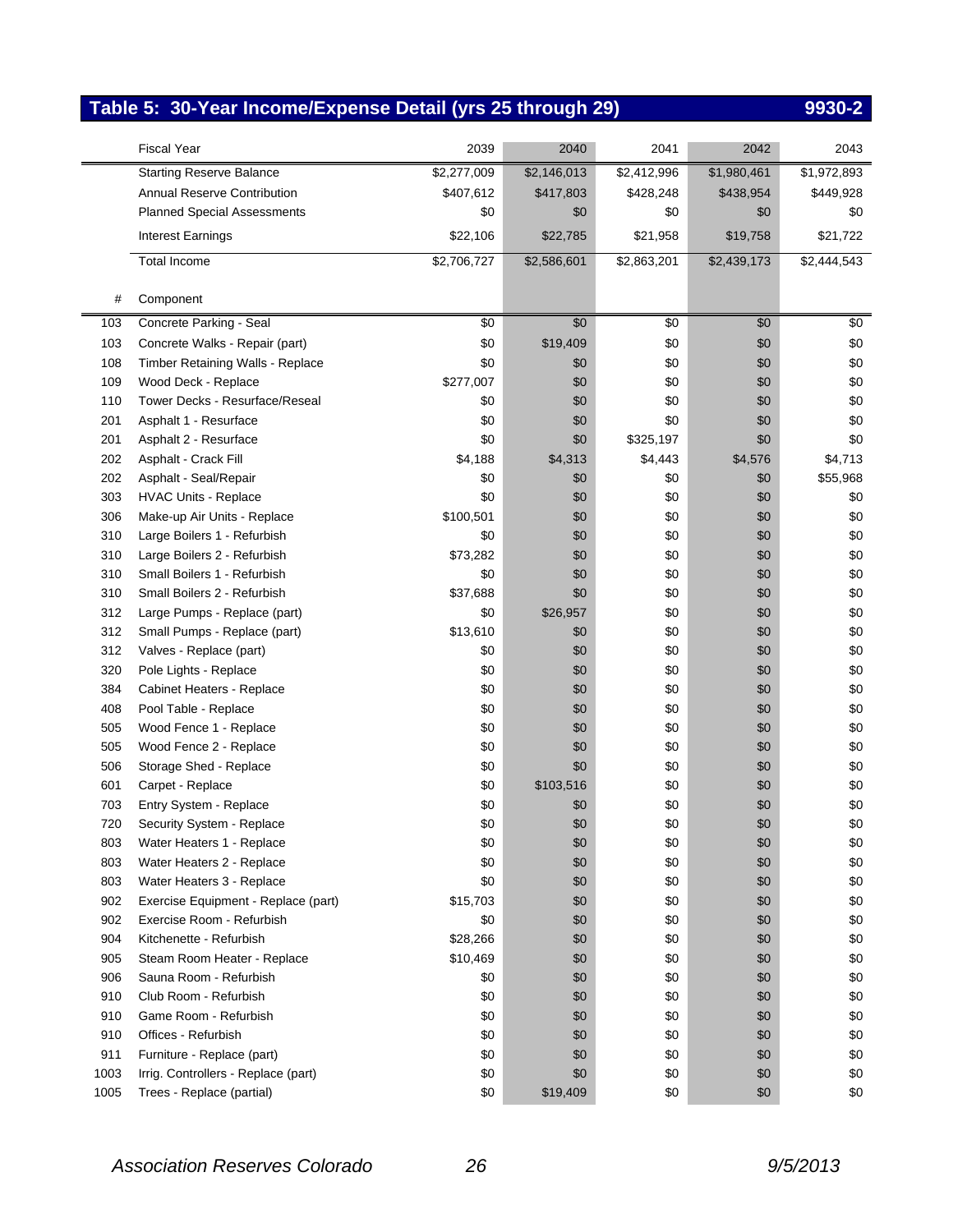## Table 5: 30-Year Income/Expense Detail (yrs 25 through 29) — 9930-2

| # | Fiscal Year | 2039 | 2040 | 2041 | 2042 | 2043 |
|---|---|---|---|---|---|---|
| | Starting Reserve Balance | $2,277,009 | $2,146,013 | $2,412,996 | $1,980,461 | $1,972,893 |
| | Annual Reserve Contribution | $407,612 | $417,803 | $428,248 | $438,954 | $449,928 |
| | Planned Special Assessments | $0 | $0 | $0 | $0 | $0 |
| | Interest Earnings | $22,106 | $22,785 | $21,958 | $19,758 | $21,722 |
| | Total Income | $2,706,727 | $2,586,601 | $2,863,201 | $2,439,173 | $2,444,543 |
| # | Component | | | | | |
| 103 | Concrete Parking - Seal | $0 | $0 | $0 | $0 | $0 |
| 103 | Concrete Walks - Repair (part) | $0 | $19,409 | $0 | $0 | $0 |
| 108 | Timber Retaining Walls - Replace | $0 | $0 | $0 | $0 | $0 |
| 109 | Wood Deck - Replace | $277,007 | $0 | $0 | $0 | $0 |
| 110 | Tower Decks - Resurface/Reseal | $0 | $0 | $0 | $0 | $0 |
| 201 | Asphalt 1 - Resurface | $0 | $0 | $0 | $0 | $0 |
| 201 | Asphalt 2 - Resurface | $0 | $0 | $325,197 | $0 | $0 |
| 202 | Asphalt - Crack Fill | $4,188 | $4,313 | $4,443 | $4,576 | $4,713 |
| 202 | Asphalt - Seal/Repair | $0 | $0 | $0 | $0 | $55,968 |
| 303 | HVAC Units - Replace | $0 | $0 | $0 | $0 | $0 |
| 306 | Make-up Air Units - Replace | $100,501 | $0 | $0 | $0 | $0 |
| 310 | Large Boilers 1 - Refurbish | $0 | $0 | $0 | $0 | $0 |
| 310 | Large Boilers 2 - Refurbish | $73,282 | $0 | $0 | $0 | $0 |
| 310 | Small Boilers 1 - Refurbish | $0 | $0 | $0 | $0 | $0 |
| 310 | Small Boilers 2 - Refurbish | $37,688 | $0 | $0 | $0 | $0 |
| 312 | Large Pumps - Replace (part) | $0 | $26,957 | $0 | $0 | $0 |
| 312 | Small Pumps - Replace (part) | $13,610 | $0 | $0 | $0 | $0 |
| 312 | Valves - Replace (part) | $0 | $0 | $0 | $0 | $0 |
| 320 | Pole Lights - Replace | $0 | $0 | $0 | $0 | $0 |
| 384 | Cabinet Heaters - Replace | $0 | $0 | $0 | $0 | $0 |
| 408 | Pool Table - Replace | $0 | $0 | $0 | $0 | $0 |
| 505 | Wood Fence 1 - Replace | $0 | $0 | $0 | $0 | $0 |
| 505 | Wood Fence 2 - Replace | $0 | $0 | $0 | $0 | $0 |
| 506 | Storage Shed - Replace | $0 | $0 | $0 | $0 | $0 |
| 601 | Carpet - Replace | $0 | $103,516 | $0 | $0 | $0 |
| 703 | Entry System - Replace | $0 | $0 | $0 | $0 | $0 |
| 720 | Security System - Replace | $0 | $0 | $0 | $0 | $0 |
| 803 | Water Heaters 1 - Replace | $0 | $0 | $0 | $0 | $0 |
| 803 | Water Heaters 2 - Replace | $0 | $0 | $0 | $0 | $0 |
| 803 | Water Heaters 3 - Replace | $0 | $0 | $0 | $0 | $0 |
| 902 | Exercise Equipment - Replace (part) | $15,703 | $0 | $0 | $0 | $0 |
| 902 | Exercise Room - Refurbish | $0 | $0 | $0 | $0 | $0 |
| 904 | Kitchenette - Refurbish | $28,266 | $0 | $0 | $0 | $0 |
| 905 | Steam Room Heater - Replace | $10,469 | $0 | $0 | $0 | $0 |
| 906 | Sauna Room - Refurbish | $0 | $0 | $0 | $0 | $0 |
| 910 | Club Room - Refurbish | $0 | $0 | $0 | $0 | $0 |
| 910 | Game Room - Refurbish | $0 | $0 | $0 | $0 | $0 |
| 910 | Offices - Refurbish | $0 | $0 | $0 | $0 | $0 |
| 911 | Furniture - Replace (part) | $0 | $0 | $0 | $0 | $0 |
| 1003 | Irrig. Controllers - Replace (part) | $0 | $0 | $0 | $0 | $0 |
| 1005 | Trees - Replace (partial) | $0 | $19,409 | $0 | $0 | $0 |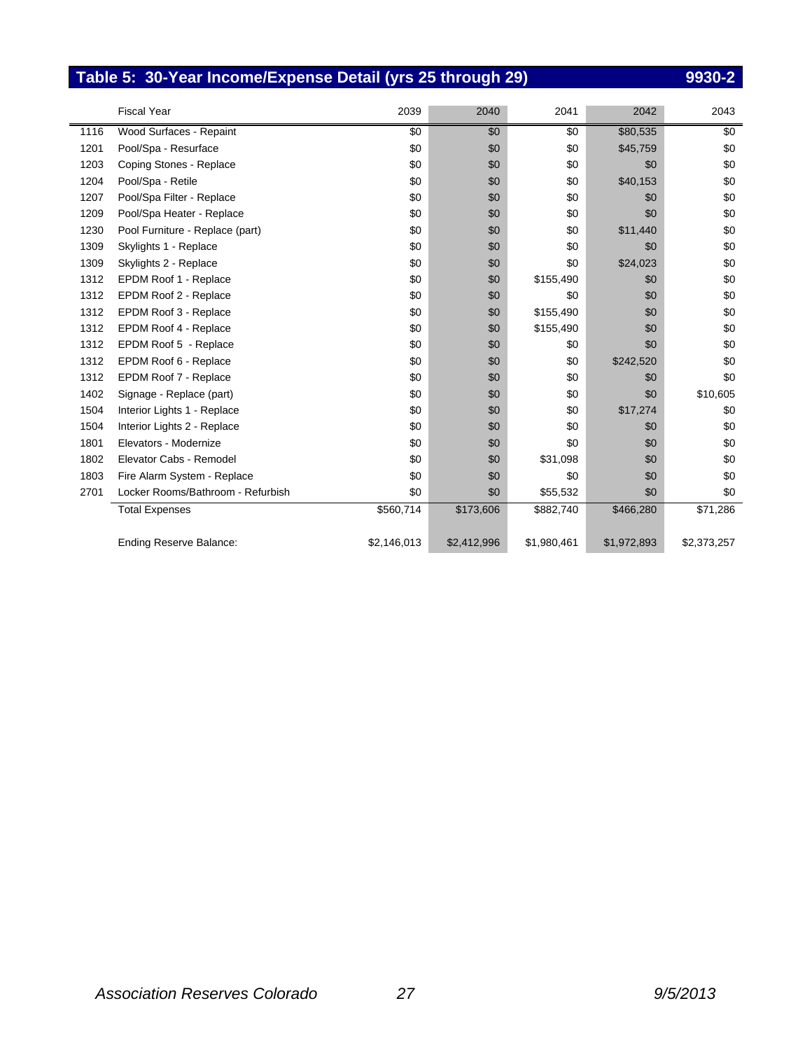## Table 5: 30-Year Income/Expense Detail (yrs 25 through 29) 9930-2

| | Fiscal Year | 2039 | 2040 | 2041 | 2042 | 2043 |
|---|---|---|---|---|---|---|
| 1116 | Wood Surfaces - Repaint | $0 | $0 | $0 | $80,535 | $0 |
| 1201 | Pool/Spa - Resurface | $0 | $0 | $0 | $45,759 | $0 |
| 1203 | Coping Stones - Replace | $0 | $0 | $0 | $0 | $0 |
| 1204 | Pool/Spa - Retile | $0 | $0 | $0 | $40,153 | $0 |
| 1207 | Pool/Spa Filter - Replace | $0 | $0 | $0 | $0 | $0 |
| 1209 | Pool/Spa Heater - Replace | $0 | $0 | $0 | $0 | $0 |
| 1230 | Pool Furniture - Replace (part) | $0 | $0 | $0 | $11,440 | $0 |
| 1309 | Skylights 1 - Replace | $0 | $0 | $0 | $0 | $0 |
| 1309 | Skylights 2 - Replace | $0 | $0 | $0 | $24,023 | $0 |
| 1312 | EPDM Roof 1 - Replace | $0 | $0 | $155,490 | $0 | $0 |
| 1312 | EPDM Roof 2 - Replace | $0 | $0 | $0 | $0 | $0 |
| 1312 | EPDM Roof 3 - Replace | $0 | $0 | $155,490 | $0 | $0 |
| 1312 | EPDM Roof 4 - Replace | $0 | $0 | $155,490 | $0 | $0 |
| 1312 | EPDM Roof 5 - Replace | $0 | $0 | $0 | $0 | $0 |
| 1312 | EPDM Roof 6 - Replace | $0 | $0 | $0 | $242,520 | $0 |
| 1312 | EPDM Roof 7 - Replace | $0 | $0 | $0 | $0 | $0 |
| 1402 | Signage - Replace (part) | $0 | $0 | $0 | $0 | $10,605 |
| 1504 | Interior Lights 1 - Replace | $0 | $0 | $0 | $17,274 | $0 |
| 1504 | Interior Lights 2 - Replace | $0 | $0 | $0 | $0 | $0 |
| 1801 | Elevators - Modernize | $0 | $0 | $0 | $0 | $0 |
| 1802 | Elevator Cabs - Remodel | $0 | $0 | $31,098 | $0 | $0 |
| 1803 | Fire Alarm System - Replace | $0 | $0 | $0 | $0 | $0 |
| 2701 | Locker Rooms/Bathroom - Refurbish | $0 | $0 | $55,532 | $0 | $0 |
| | Total Expenses | $560,714 | $173,606 | $882,740 | $466,280 | $71,286 |
| | | | | | | |
| | Ending Reserve Balance: | $2,146,013 | $2,412,996 | $1,980,461 | $1,972,893 | $2,373,257 |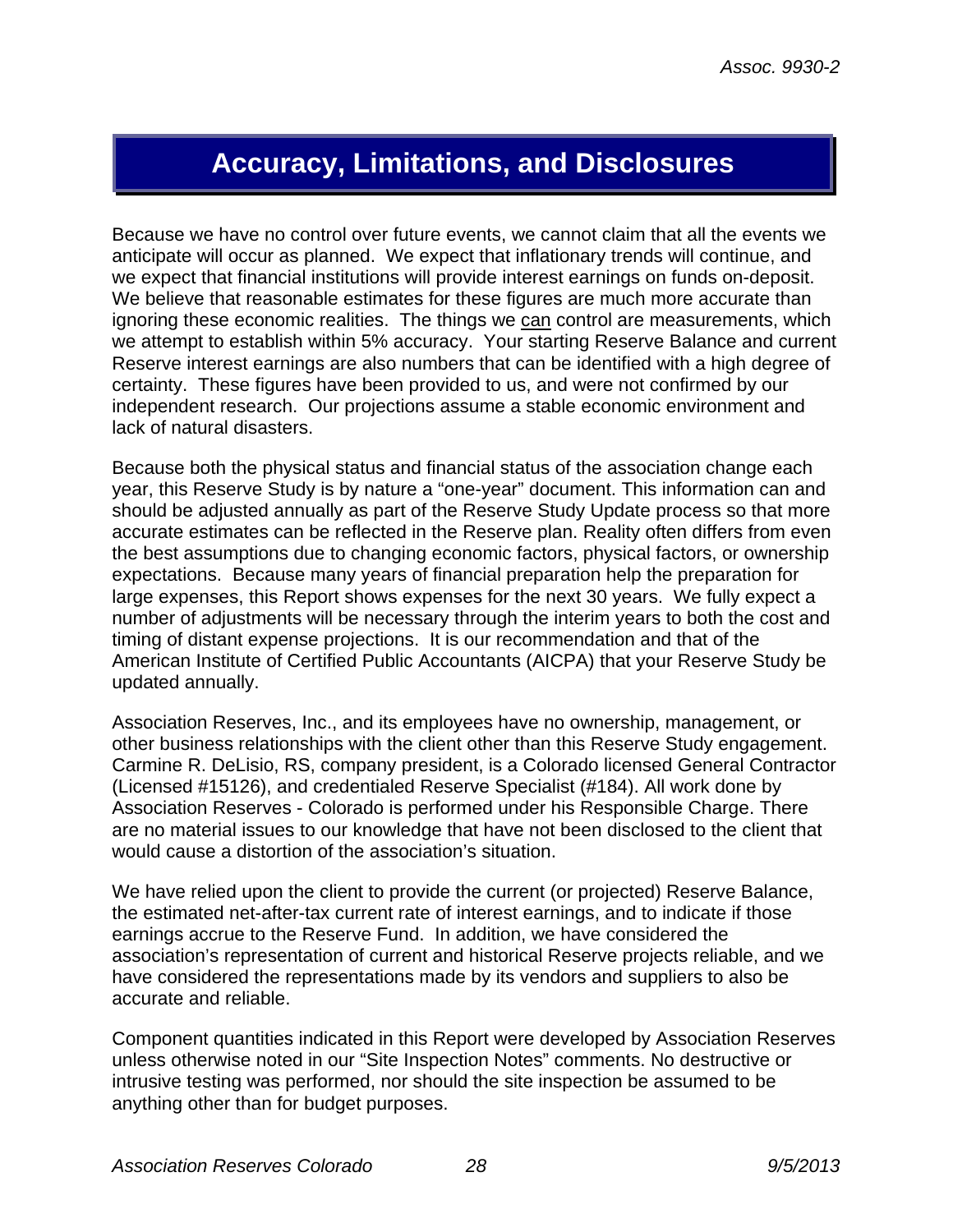# Accuracy, Limitations, and Disclosures

Because we have no control over future events, we cannot claim that all the events we anticipate will occur as planned. We expect that inflationary trends will continue, and we expect that financial institutions will provide interest earnings on funds on-deposit. We believe that reasonable estimates for these figures are much more accurate than ignoring these economic realities. The things we can control are measurements, which we attempt to establish within 5% accuracy. Your starting Reserve Balance and current Reserve interest earnings are also numbers that can be identified with a high degree of certainty. These figures have been provided to us, and were not confirmed by our independent research. Our projections assume a stable economic environment and lack of natural disasters.

Because both the physical status and financial status of the association change each year, this Reserve Study is by nature a "one-year" document. This information can and should be adjusted annually as part of the Reserve Study Update process so that more accurate estimates can be reflected in the Reserve plan. Reality often differs from even the best assumptions due to changing economic factors, physical factors, or ownership expectations. Because many years of financial preparation help the preparation for large expenses, this Report shows expenses for the next 30 years. We fully expect a number of adjustments will be necessary through the interim years to both the cost and timing of distant expense projections. It is our recommendation and that of the American Institute of Certified Public Accountants (AICPA) that your Reserve Study be updated annually.

Association Reserves, Inc., and its employees have no ownership, management, or other business relationships with the client other than this Reserve Study engagement. Carmine R. DeLisio, RS, company president, is a Colorado licensed General Contractor (Licensed #15126), and credentialed Reserve Specialist (#184). All work done by Association Reserves - Colorado is performed under his Responsible Charge. There are no material issues to our knowledge that have not been disclosed to the client that would cause a distortion of the association's situation.

We have relied upon the client to provide the current (or projected) Reserve Balance, the estimated net-after-tax current rate of interest earnings, and to indicate if those earnings accrue to the Reserve Fund. In addition, we have considered the association's representation of current and historical Reserve projects reliable, and we have considered the representations made by its vendors and suppliers to also be accurate and reliable.

Component quantities indicated in this Report were developed by Association Reserves unless otherwise noted in our "Site Inspection Notes" comments. No destructive or intrusive testing was performed, nor should the site inspection be assumed to be anything other than for budget purposes.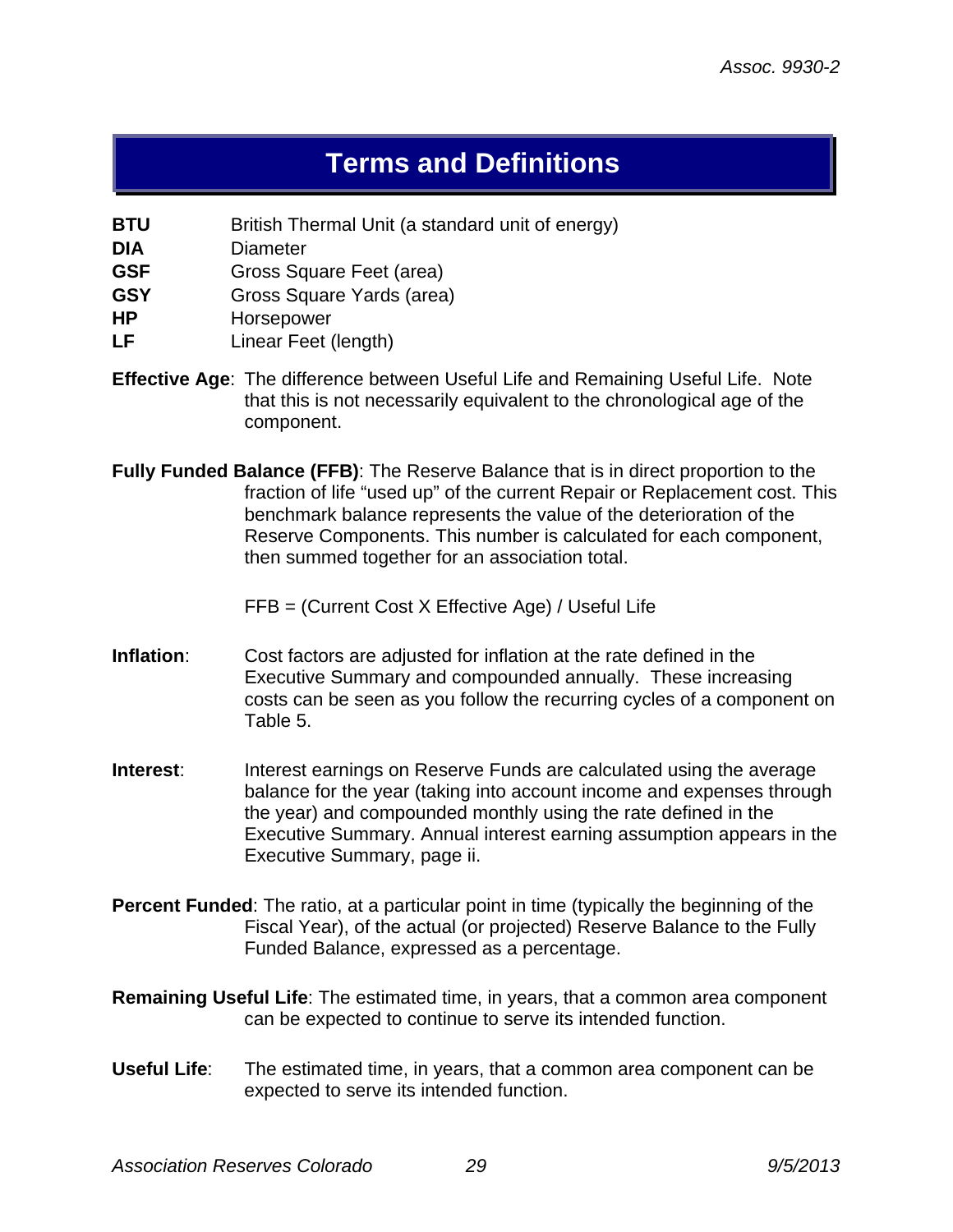# Terms and Definitions

**BTU** British Thermal Unit (a standard unit of energy)
**DIA** Diameter
**GSF** Gross Square Feet (area)
**GSY** Gross Square Yards (area)
**HP** Horsepower
**LF** Linear Feet (length)

**Effective Age**: The difference between Useful Life and Remaining Useful Life. Note that this is not necessarily equivalent to the chronological age of the component.

**Fully Funded Balance (FFB)**: The Reserve Balance that is in direct proportion to the fraction of life "used up" of the current Repair or Replacement cost. This benchmark balance represents the value of the deterioration of the Reserve Components. This number is calculated for each component, then summed together for an association total.

FFB = (Current Cost X Effective Age) / Useful Life

**Inflation**: Cost factors are adjusted for inflation at the rate defined in the Executive Summary and compounded annually. These increasing costs can be seen as you follow the recurring cycles of a component on Table 5.

**Interest**: Interest earnings on Reserve Funds are calculated using the average balance for the year (taking into account income and expenses through the year) and compounded monthly using the rate defined in the Executive Summary. Annual interest earning assumption appears in the Executive Summary, page ii.

**Percent Funded**: The ratio, at a particular point in time (typically the beginning of the Fiscal Year), of the actual (or projected) Reserve Balance to the Fully Funded Balance, expressed as a percentage.

**Remaining Useful Life**: The estimated time, in years, that a common area component can be expected to continue to serve its intended function.

**Useful Life**: The estimated time, in years, that a common area component can be expected to serve its intended function.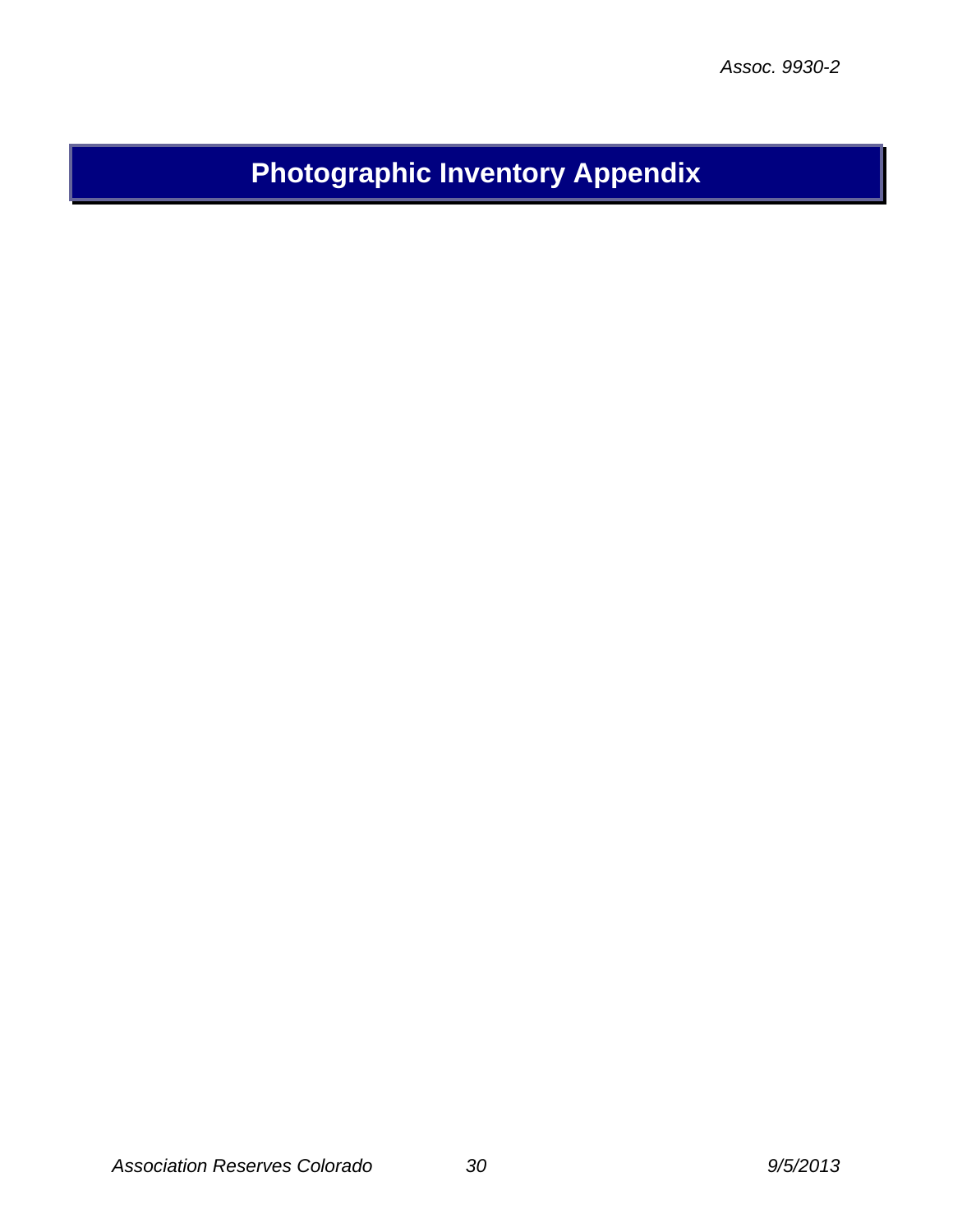# Photographic Inventory Appendix